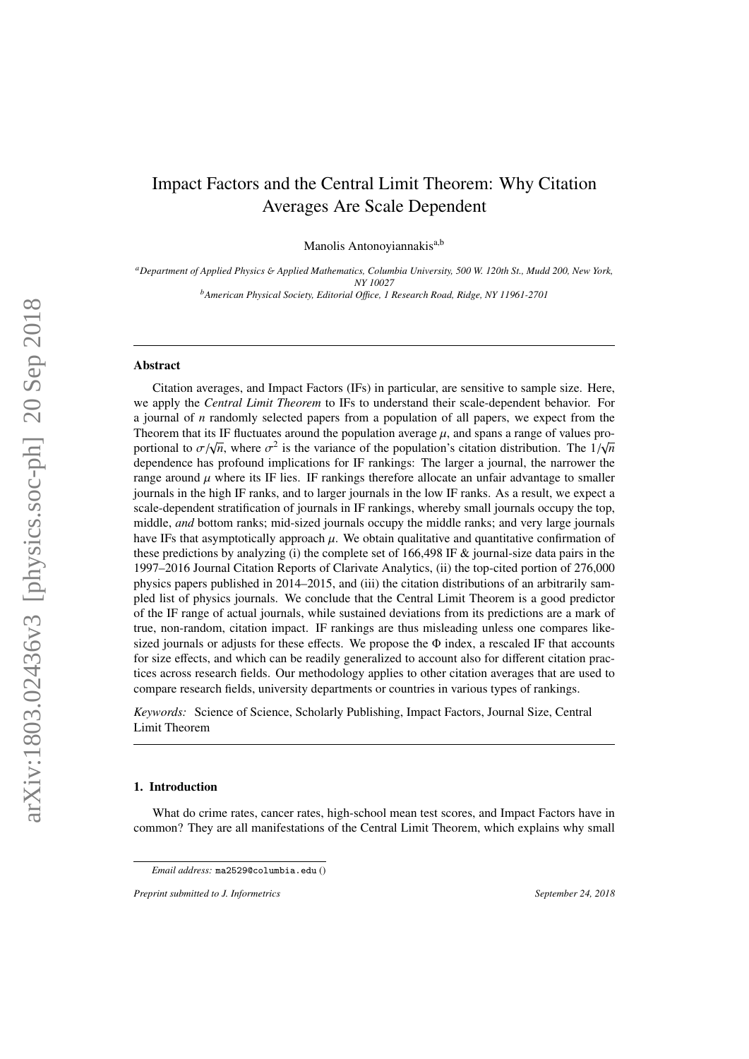# Impact Factors and the Central Limit Theorem: Why Citation Averages Are Scale Dependent

Manolis Antonoyiannakis[a,b]

[a] *Department of Applied Physics & Applied Mathematics, Columbia University, 500 W. 120th St., Mudd 200, New York, NY 10027*

[b] *American Physical Society, Editorial Office, 1 Research Road, Ridge, NY 11961-2701*

---

## Abstract

Citation averages, and Impact Factors (IFs) in particular, are sensitive to sample size. Here, we apply the *Central Limit Theorem* to IFs to understand their scale-dependent behavior. For a journal of $n$ randomly selected papers from a population of all papers, we expect from the Theorem that its IF fluctuates around the population average $\mu$, and spans a range of values proportional to $\sigma/\sqrt{n}$, where $\sigma^2$ is the variance of the population's citation distribution. The $1/\sqrt{n}$ dependence has profound implications for IF rankings: The larger a journal, the narrower the range around $\mu$ where its IF lies. IF rankings therefore allocate an unfair advantage to smaller journals in the high IF ranks, and to larger journals in the low IF ranks. As a result, we expect a scale-dependent stratification of journals in IF rankings, whereby small journals occupy the top, middle, *and* bottom ranks; mid-sized journals occupy the middle ranks; and very large journals have IFs that asymptotically approach $\mu$. We obtain qualitative and quantitative confirmation of these predictions by analyzing (i) the complete set of 166,498 IF & journal-size data pairs in the 1997–2016 Journal Citation Reports of Clarivate Analytics, (ii) the top-cited portion of 276,000 physics papers published in 2014–2015, and (iii) the citation distributions of an arbitrarily sampled list of physics journals. We conclude that the Central Limit Theorem is a good predictor of the IF range of actual journals, while sustained deviations from its predictions are a mark of true, non-random, citation impact. IF rankings are thus misleading unless one compares like-sized journals or adjusts for these effects. We propose the $\Phi$ index, a rescaled IF that accounts for size effects, and which can be readily generalized to account also for different citation practices across research fields. Our methodology applies to other citation averages that are used to compare research fields, university departments or countries in various types of rankings.

*Keywords:* Science of Science, Scholarly Publishing, Impact Factors, Journal Size, Central Limit Theorem

---

## 1. Introduction

What do crime rates, cancer rates, high-school mean test scores, and Impact Factors have in common? They are all manifestations of the Central Limit Theorem, which explains why small

*Email address:* ma2529@columbia.edu ()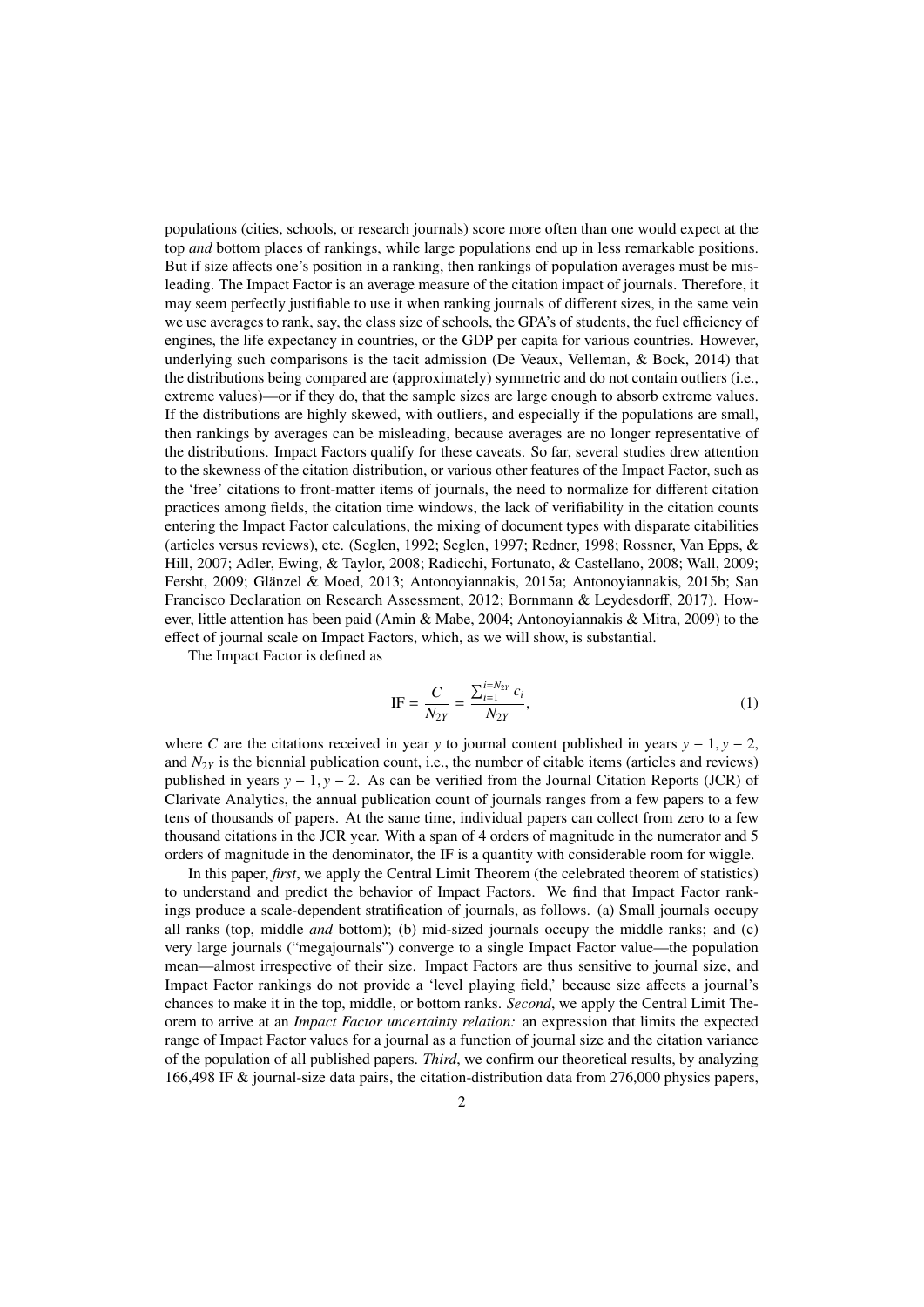populations (cities, schools, or research journals) score more often than one would expect at the top *and* bottom places of rankings, while large populations end up in less remarkable positions. But if size affects one's position in a ranking, then rankings of population averages must be misleading. The Impact Factor is an average measure of the citation impact of journals. Therefore, it may seem perfectly justifiable to use it when ranking journals of different sizes, in the same vein we use averages to rank, say, the class size of schools, the GPA's of students, the fuel efficiency of engines, the life expectancy in countries, or the GDP per capita for various countries. However, underlying such comparisons is the tacit admission (De Veaux, Velleman, & Bock, 2014) that the distributions being compared are (approximately) symmetric and do not contain outliers (i.e., extreme values)—or if they do, that the sample sizes are large enough to absorb extreme values. If the distributions are highly skewed, with outliers, and especially if the populations are small, then rankings by averages can be misleading, because averages are no longer representative of the distributions. Impact Factors qualify for these caveats. So far, several studies drew attention to the skewness of the citation distribution, or various other features of the Impact Factor, such as the 'free' citations to front-matter items of journals, the need to normalize for different citation practices among fields, the citation time windows, the lack of verifiability in the citation counts entering the Impact Factor calculations, the mixing of document types with disparate citabilities (articles versus reviews), etc. (Seglen, 1992; Seglen, 1997; Redner, 1998; Rossner, Van Epps, & Hill, 2007; Adler, Ewing, & Taylor, 2008; Radicchi, Fortunato, & Castellano, 2008; Wall, 2009; Fersht, 2009; Glänzel & Moed, 2013; Antonoyiannakis, 2015a; Antonoyiannakis, 2015b; San Francisco Declaration on Research Assessment, 2012; Bornmann & Leydesdorff, 2017). However, little attention has been paid (Amin & Mabe, 2004; Antonoyiannakis & Mitra, 2009) to the effect of journal scale on Impact Factors, which, as we will show, is substantial.

The Impact Factor is defined as

$$\mathrm{IF} = \frac{C}{N_{2Y}} = \frac{\sum_{i=1}^{i=N_{2Y}} c_i}{N_{2Y}}, \tag{1}$$

where $C$ are the citations received in year $y$ to journal content published in years $y-1, y-2$, and $N_{2Y}$ is the biennial publication count, i.e., the number of citable items (articles and reviews) published in years $y-1, y-2$. As can be verified from the Journal Citation Reports (JCR) of Clarivate Analytics, the annual publication count of journals ranges from a few papers to a few tens of thousands of papers. At the same time, individual papers can collect from zero to a few thousand citations in the JCR year. With a span of 4 orders of magnitude in the numerator and 5 orders of magnitude in the denominator, the IF is a quantity with considerable room for wiggle.

In this paper, *first*, we apply the Central Limit Theorem (the celebrated theorem of statistics) to understand and predict the behavior of Impact Factors. We find that Impact Factor rankings produce a scale-dependent stratification of journals, as follows. (a) Small journals occupy all ranks (top, middle *and* bottom); (b) mid-sized journals occupy the middle ranks; and (c) very large journals ("megajournals") converge to a single Impact Factor value—the population mean—almost irrespective of their size. Impact Factors are thus sensitive to journal size, and Impact Factor rankings do not provide a 'level playing field,' because size affects a journal's chances to make it in the top, middle, or bottom ranks. *Second*, we apply the Central Limit Theorem to arrive at an *Impact Factor uncertainty relation:* an expression that limits the expected range of Impact Factor values for a journal as a function of journal size and the citation variance of the population of all published papers. *Third*, we confirm our theoretical results, by analyzing 166,498 IF & journal-size data pairs, the citation-distribution data from 276,000 physics papers,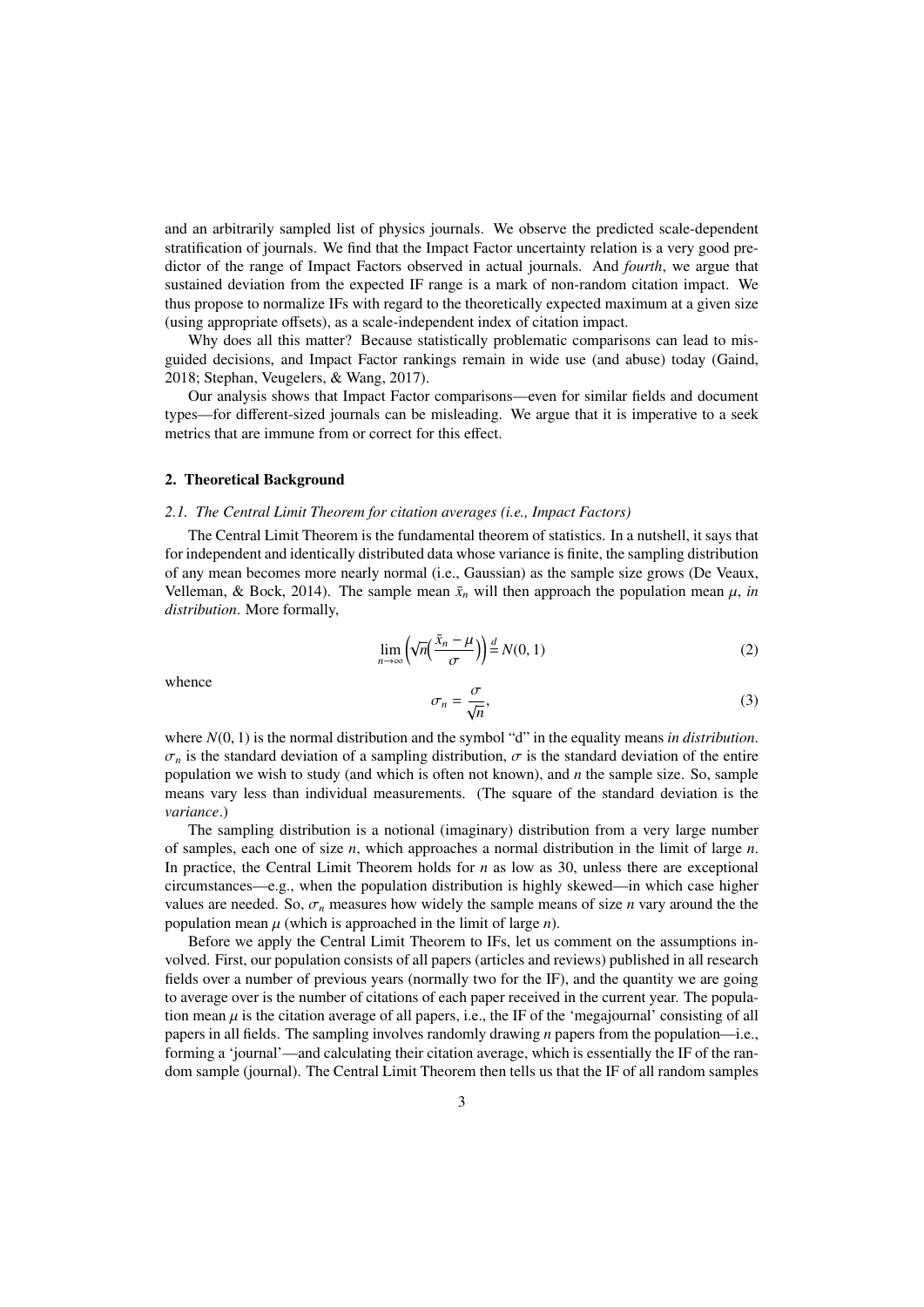and an arbitrarily sampled list of physics journals. We observe the predicted scale-dependent stratification of journals. We find that the Impact Factor uncertainty relation is a very good predictor of the range of Impact Factors observed in actual journals. And *fourth*, we argue that sustained deviation from the expected IF range is a mark of non-random citation impact. We thus propose to normalize IFs with regard to the theoretically expected maximum at a given size (using appropriate offsets), as a scale-independent index of citation impact.

Why does all this matter? Because statistically problematic comparisons can lead to misguided decisions, and Impact Factor rankings remain in wide use (and abuse) today (Gaind, 2018; Stephan, Veugelers, & Wang, 2017).

Our analysis shows that Impact Factor comparisons—even for similar fields and document types—for different-sized journals can be misleading. We argue that it is imperative to a seek metrics that are immune from or correct for this effect.

## 2. Theoretical Background

### *2.1. The Central Limit Theorem for citation averages (i.e., Impact Factors)*

The Central Limit Theorem is the fundamental theorem of statistics. In a nutshell, it says that for independent and identically distributed data whose variance is finite, the sampling distribution of any mean becomes more nearly normal (i.e., Gaussian) as the sample size grows (De Veaux, Velleman, & Bock, 2014). The sample mean $\bar{x}_n$ will then approach the population mean $\mu$, *in distribution*. More formally,

$$\lim_{n\to\infty}\left(\sqrt{n}\left(\frac{\bar{x}_n-\mu}{\sigma}\right)\right)\overset{d}{=}N(0,1) \tag{2}$$

whence

$$\sigma_n=\frac{\sigma}{\sqrt{n}}, \tag{3}$$

where $N(0,1)$ is the normal distribution and the symbol "d" in the equality means *in distribution*. $\sigma_n$ is the standard deviation of a sampling distribution, $\sigma$ is the standard deviation of the entire population we wish to study (and which is often not known), and $n$ the sample size. So, sample means vary less than individual measurements. (The square of the standard deviation is the *variance*.)

The sampling distribution is a notional (imaginary) distribution from a very large number of samples, each one of size $n$, which approaches a normal distribution in the limit of large $n$. In practice, the Central Limit Theorem holds for $n$ as low as 30, unless there are exceptional circumstances—e.g., when the population distribution is highly skewed—in which case higher values are needed. So, $\sigma_n$ measures how widely the sample means of size $n$ vary around the the population mean $\mu$ (which is approached in the limit of large $n$).

Before we apply the Central Limit Theorem to IFs, let us comment on the assumptions involved. First, our population consists of all papers (articles and reviews) published in all research fields over a number of previous years (normally two for the IF), and the quantity we are going to average over is the number of citations of each paper received in the current year. The population mean $\mu$ is the citation average of all papers, i.e., the IF of the 'megajournal' consisting of all papers in all fields. The sampling involves randomly drawing $n$ papers from the population—i.e., forming a 'journal'—and calculating their citation average, which is essentially the IF of the random sample (journal). The Central Limit Theorem then tells us that the IF of all random samples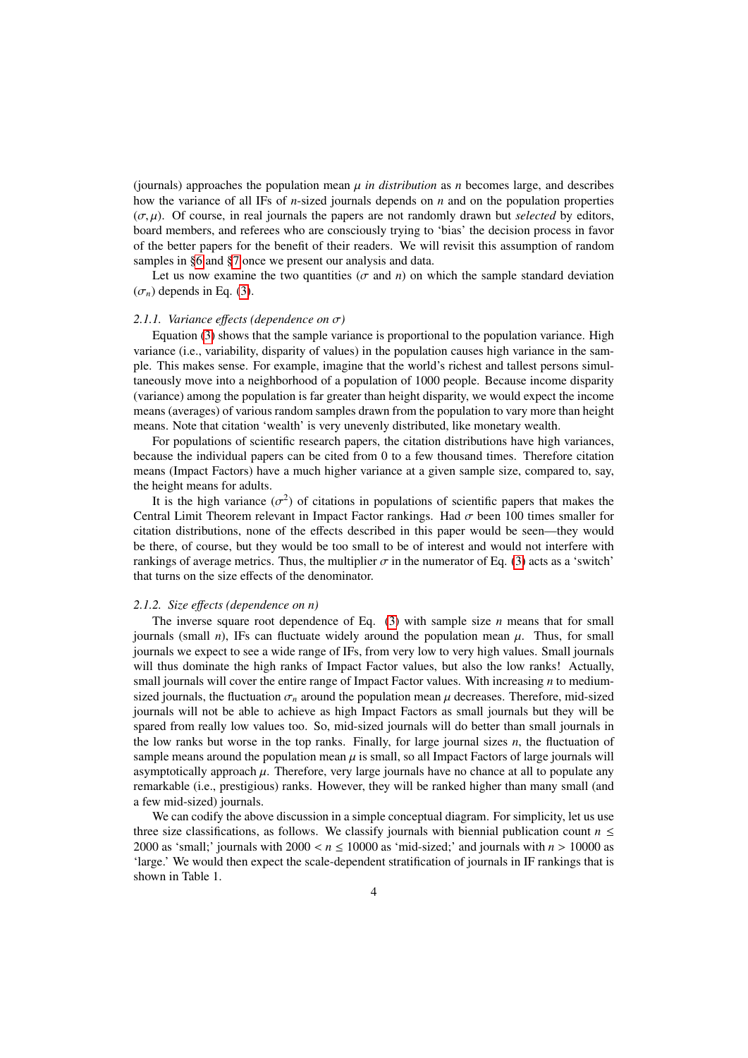(journals) approaches the population mean $\mu$ *in distribution* as $n$ becomes large, and describes how the variance of all IFs of $n$-sized journals depends on $n$ and on the population properties $(\sigma, \mu)$. Of course, in real journals the papers are not randomly drawn but *selected* by editors, board members, and referees who are consciously trying to 'bias' the decision process in favor of the better papers for the benefit of their readers. We will revisit this assumption of random samples in §6 and §7 once we present our analysis and data.

Let us now examine the two quantities ($\sigma$ and $n$) on which the sample standard deviation ($\sigma_n$) depends in Eq. (3).

#### 2.1.1. Variance effects (dependence on $\sigma$)

Equation (3) shows that the sample variance is proportional to the population variance. High variance (i.e., variability, disparity of values) in the population causes high variance in the sample. This makes sense. For example, imagine that the world's richest and tallest persons simultaneously move into a neighborhood of a population of 1000 people. Because income disparity (variance) among the population is far greater than height disparity, we would expect the income means (averages) of various random samples drawn from the population to vary more than height means. Note that citation 'wealth' is very unevenly distributed, like monetary wealth.

For populations of scientific research papers, the citation distributions have high variances, because the individual papers can be cited from 0 to a few thousand times. Therefore citation means (Impact Factors) have a much higher variance at a given sample size, compared to, say, the height means for adults.

It is the high variance ($\sigma^2$) of citations in populations of scientific papers that makes the Central Limit Theorem relevant in Impact Factor rankings. Had $\sigma$ been 100 times smaller for citation distributions, none of the effects described in this paper would be seen—they would be there, of course, but they would be too small to be of interest and would not interfere with rankings of average metrics. Thus, the multiplier $\sigma$ in the numerator of Eq. (3) acts as a 'switch' that turns on the size effects of the denominator.

#### 2.1.2. Size effects (dependence on $n$)

The inverse square root dependence of Eq. (3) with sample size $n$ means that for small journals (small $n$), IFs can fluctuate widely around the population mean $\mu$. Thus, for small journals we expect to see a wide range of IFs, from very low to very high values. Small journals will thus dominate the high ranks of Impact Factor values, but also the low ranks! Actually, small journals will cover the entire range of Impact Factor values. With increasing $n$ to medium-sized journals, the fluctuation $\sigma_n$ around the population mean $\mu$ decreases. Therefore, mid-sized journals will not be able to achieve as high Impact Factors as small journals but they will be spared from really low values too. So, mid-sized journals will do better than small journals in the low ranks but worse in the top ranks. Finally, for large journal sizes $n$, the fluctuation of sample means around the population mean $\mu$ is small, so all Impact Factors of large journals will asymptotically approach $\mu$. Therefore, very large journals have no chance at all to populate any remarkable (i.e., prestigious) ranks. However, they will be ranked higher than many small (and a few mid-sized) journals.

We can codify the above discussion in a simple conceptual diagram. For simplicity, let us use three size classifications, as follows. We classify journals with biennial publication count $n \leq 2000$ as 'small;' journals with $2000 < n \leq 10000$ as 'mid-sized;' and journals with $n > 10000$ as 'large.' We would then expect the scale-dependent stratification of journals in IF rankings that is shown in Table 1.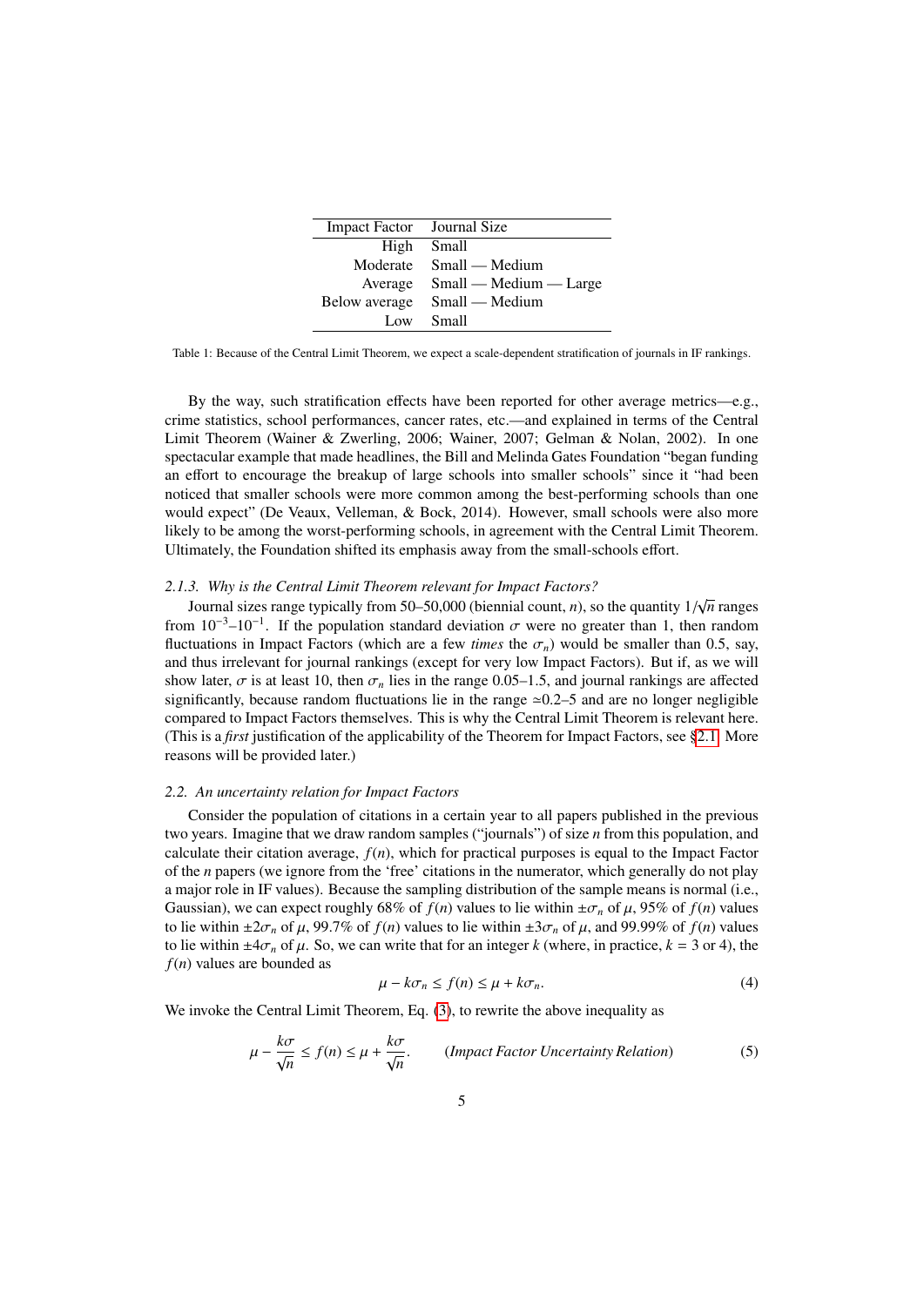| Impact Factor | Journal Size |
|---|---|
| High | Small |
| Moderate | Small — Medium |
| Average | Small — Medium — Large |
| Below average | Small — Medium |
| Low | Small |

Table 1: Because of the Central Limit Theorem, we expect a scale-dependent stratification of journals in IF rankings.

By the way, such stratification effects have been reported for other average metrics—e.g., crime statistics, school performances, cancer rates, etc.—and explained in terms of the Central Limit Theorem (Wainer & Zwerling, 2006; Wainer, 2007; Gelman & Nolan, 2002). In one spectacular example that made headlines, the Bill and Melinda Gates Foundation "began funding an effort to encourage the breakup of large schools into smaller schools" since it "had been noticed that smaller schools were more common among the best-performing schools than one would expect" (De Veaux, Velleman, & Bock, 2014). However, small schools were also more likely to be among the worst-performing schools, in agreement with the Central Limit Theorem. Ultimately, the Foundation shifted its emphasis away from the small-schools effort.

#### 2.1.3. Why is the Central Limit Theorem relevant for Impact Factors?

Journal sizes range typically from 50–50,000 (biennial count, $n$), so the quantity $1/\sqrt{n}$ ranges from $10^{-3}$–$10^{-1}$. If the population standard deviation $\sigma$ were no greater than 1, then random fluctuations in Impact Factors (which are a few *times* the $\sigma_n$) would be smaller than 0.5, say, and thus irrelevant for journal rankings (except for very low Impact Factors). But if, as we will show later, $\sigma$ is at least 10, then $\sigma_n$ lies in the range 0.05–1.5, and journal rankings are affected significantly, because random fluctuations lie in the range $\simeq$0.2–5 and are no longer negligible compared to Impact Factors themselves. This is why the Central Limit Theorem is relevant here. (This is a *first* justification of the applicability of the Theorem for Impact Factors, see §2.1. More reasons will be provided later.)

### 2.2. An uncertainty relation for Impact Factors

Consider the population of citations in a certain year to all papers published in the previous two years. Imagine that we draw random samples ("journals") of size $n$ from this population, and calculate their citation average, $f(n)$, which for practical purposes is equal to the Impact Factor of the $n$ papers (we ignore from the 'free' citations in the numerator, which generally do not play a major role in IF values). Because the sampling distribution of the sample means is normal (i.e., Gaussian), we can expect roughly 68% of $f(n)$ values to lie within $\pm\sigma_n$ of $\mu$, 95% of $f(n)$ values to lie within $\pm 2\sigma_n$ of $\mu$, 99.7% of $f(n)$ values to lie within $\pm 3\sigma_n$ of $\mu$, and 99.99% of $f(n)$ values to lie within $\pm 4\sigma_n$ of $\mu$. So, we can write that for an integer $k$ (where, in practice, $k = 3$ or 4), the $f(n)$ values are bounded as

$$\mu - k\sigma_n \leq f(n) \leq \mu + k\sigma_n. \tag{4}$$

We invoke the Central Limit Theorem, Eq. (3), to rewrite the above inequality as

$$\mu - \frac{k\sigma}{\sqrt{n}} \leq f(n) \leq \mu + \frac{k\sigma}{\sqrt{n}}. \qquad \textit{(Impact Factor Uncertainty Relation)} \tag{5}$$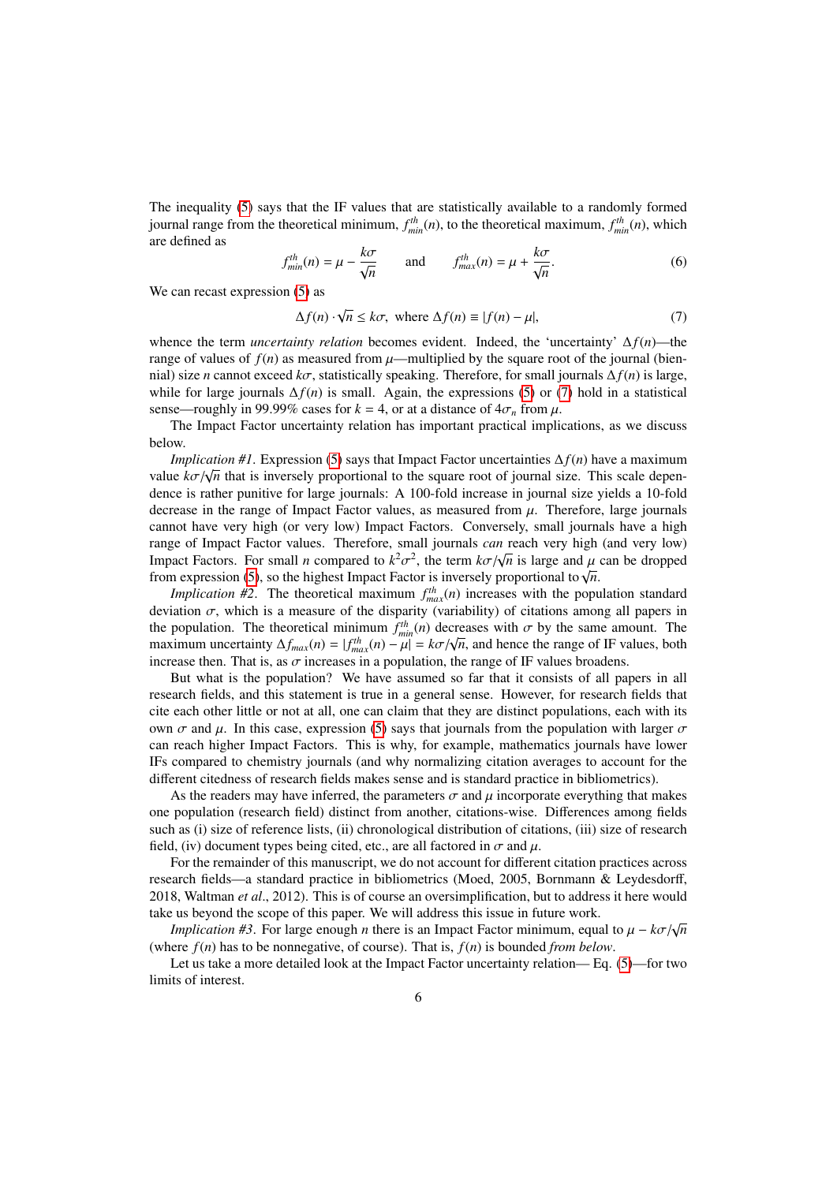The inequality (5) says that the IF values that are statistically available to a randomly formed journal range from the theoretical minimum, $f^{th}_{min}(n)$, to the theoretical maximum, $f^{th}_{min}(n)$, which are defined as

$$f^{th}_{min}(n) = \mu - \frac{k\sigma}{\sqrt{n}} \qquad \text{and} \qquad f^{th}_{max}(n) = \mu + \frac{k\sigma}{\sqrt{n}}. \tag{6}$$

We can recast expression (5) as

$$\Delta f(n) \cdot \sqrt{n} \leq k\sigma, \text{ where } \Delta f(n) \equiv |f(n) - \mu|, \tag{7}$$

whence the term *uncertainty relation* becomes evident. Indeed, the 'uncertainty' $\Delta f(n)$—the range of values of $f(n)$ as measured from $\mu$—multiplied by the square root of the journal (biennial) size $n$ cannot exceed $k\sigma$, statistically speaking. Therefore, for small journals $\Delta f(n)$ is large, while for large journals $\Delta f(n)$ is small. Again, the expressions (5) or (7) hold in a statistical sense—roughly in 99.99% cases for $k = 4$, or at a distance of $4\sigma_n$ from $\mu$.

The Impact Factor uncertainty relation has important practical implications, as we discuss below.

*Implication #1*. Expression (5) says that Impact Factor uncertainties $\Delta f(n)$ have a maximum value $k\sigma/\sqrt{n}$ that is inversely proportional to the square root of journal size. This scale dependence is rather punitive for large journals: A 100-fold increase in journal size yields a 10-fold decrease in the range of Impact Factor values, as measured from $\mu$. Therefore, large journals cannot have very high (or very low) Impact Factors. Conversely, small journals have a high range of Impact Factor values. Therefore, small journals *can* reach very high (and very low) Impact Factors. For small $n$ compared to $k^2\sigma^2$, the term $k\sigma/\sqrt{n}$ is large and $\mu$ can be dropped from expression (5), so the highest Impact Factor is inversely proportional to $\sqrt{n}$.

*Implication #2*. The theoretical maximum $f^{th}_{max}(n)$ increases with the population standard deviation $\sigma$, which is a measure of the disparity (variability) of citations among all papers in the population. The theoretical minimum $f^{th}_{min}(n)$ decreases with $\sigma$ by the same amount. The maximum uncertainty $\Delta f_{max}(n) = |f^{th}_{max}(n) - \mu| = k\sigma/\sqrt{n}$, and hence the range of IF values, both increase then. That is, as $\sigma$ increases in a population, the range of IF values broadens.

But what is the population? We have assumed so far that it consists of all papers in all research fields, and this statement is true in a general sense. However, for research fields that cite each other little or not at all, one can claim that they are distinct populations, each with its own $\sigma$ and $\mu$. In this case, expression (5) says that journals from the population with larger $\sigma$ can reach higher Impact Factors. This is why, for example, mathematics journals have lower IFs compared to chemistry journals (and why normalizing citation averages to account for the different citedness of research fields makes sense and is standard practice in bibliometrics).

As the readers may have inferred, the parameters $\sigma$ and $\mu$ incorporate everything that makes one population (research field) distinct from another, citations-wise. Differences among fields such as (i) size of reference lists, (ii) chronological distribution of citations, (iii) size of research field, (iv) document types being cited, etc., are all factored in $\sigma$ and $\mu$.

For the remainder of this manuscript, we do not account for different citation practices across research fields—a standard practice in bibliometrics (Moed, 2005, Bornmann & Leydesdorff, 2018, Waltman *et al*., 2012). This is of course an oversimplification, but to address it here would take us beyond the scope of this paper. We will address this issue in future work.

*Implication #3*. For large enough $n$ there is an Impact Factor minimum, equal to $\mu - k\sigma/\sqrt{n}$ (where $f(n)$ has to be nonnegative, of course). That is, $f(n)$ is bounded *from below*.

Let us take a more detailed look at the Impact Factor uncertainty relation— Eq. (5)—for two limits of interest.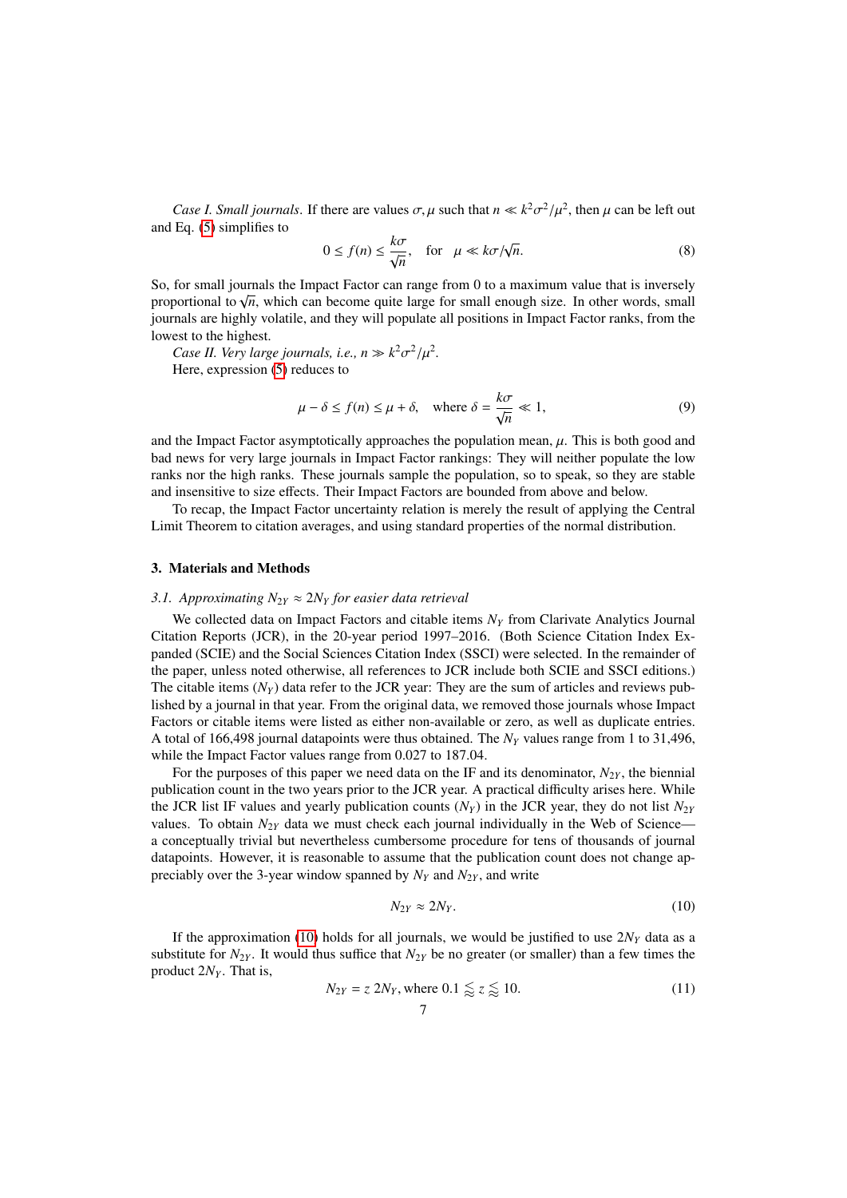*Case I. Small journals*. If there are values $\sigma, \mu$ such that $n \ll k^2\sigma^2/\mu^2$, then $\mu$ can be left out and Eq. (5) simplifies to

$$0 \leq f(n) \leq \frac{k\sigma}{\sqrt{n}}, \quad \text{for} \quad \mu \ll k\sigma/\sqrt{n}. \tag{8}$$

So, for small journals the Impact Factor can range from 0 to a maximum value that is inversely proportional to $\sqrt{n}$, which can become quite large for small enough size. In other words, small journals are highly volatile, and they will populate all positions in Impact Factor ranks, from the lowest to the highest.

*Case II. Very large journals, i.e., $n \gg k^2\sigma^2/\mu^2$.*

Here, expression (5) reduces to

$$\mu - \delta \leq f(n) \leq \mu + \delta, \quad \text{where } \delta = \frac{k\sigma}{\sqrt{n}} \ll 1, \tag{9}$$

and the Impact Factor asymptotically approaches the population mean, $\mu$. This is both good and bad news for very large journals in Impact Factor rankings: They will neither populate the low ranks nor the high ranks. These journals sample the population, so to speak, so they are stable and insensitive to size effects. Their Impact Factors are bounded from above and below.

To recap, the Impact Factor uncertainty relation is merely the result of applying the Central Limit Theorem to citation averages, and using standard properties of the normal distribution.

## 3. Materials and Methods

### *3.1. Approximating $N_{2Y} \approx 2N_Y$ for easier data retrieval*

We collected data on Impact Factors and citable items $N_Y$ from Clarivate Analytics Journal Citation Reports (JCR), in the 20-year period 1997–2016. (Both Science Citation Index Expanded (SCIE) and the Social Sciences Citation Index (SSCI) were selected. In the remainder of the paper, unless noted otherwise, all references to JCR include both SCIE and SSCI editions.) The citable items ($N_Y$) data refer to the JCR year: They are the sum of articles and reviews published by a journal in that year. From the original data, we removed those journals whose Impact Factors or citable items were listed as either non-available or zero, as well as duplicate entries. A total of 166,498 journal datapoints were thus obtained. The $N_Y$ values range from 1 to 31,496, while the Impact Factor values range from 0.027 to 187.04.

For the purposes of this paper we need data on the IF and its denominator, $N_{2Y}$, the biennial publication count in the two years prior to the JCR year. A practical difficulty arises here. While the JCR list IF values and yearly publication counts ($N_Y$) in the JCR year, they do not list $N_{2Y}$ values. To obtain $N_{2Y}$ data we must check each journal individually in the Web of Science—a conceptually trivial but nevertheless cumbersome procedure for tens of thousands of journal datapoints. However, it is reasonable to assume that the publication count does not change appreciably over the 3-year window spanned by $N_Y$ and $N_{2Y}$, and write

$$N_{2Y} \approx 2N_Y. \tag{10}$$

If the approximation (10) holds for all journals, we would be justified to use $2N_Y$ data as a substitute for $N_{2Y}$. It would thus suffice that $N_{2Y}$ be no greater (or smaller) than a few times the product $2N_Y$. That is,

$$N_{2Y} = z\, 2N_Y, \text{where } 0.1 \lessapprox z \lessapprox 10. \tag{11}$$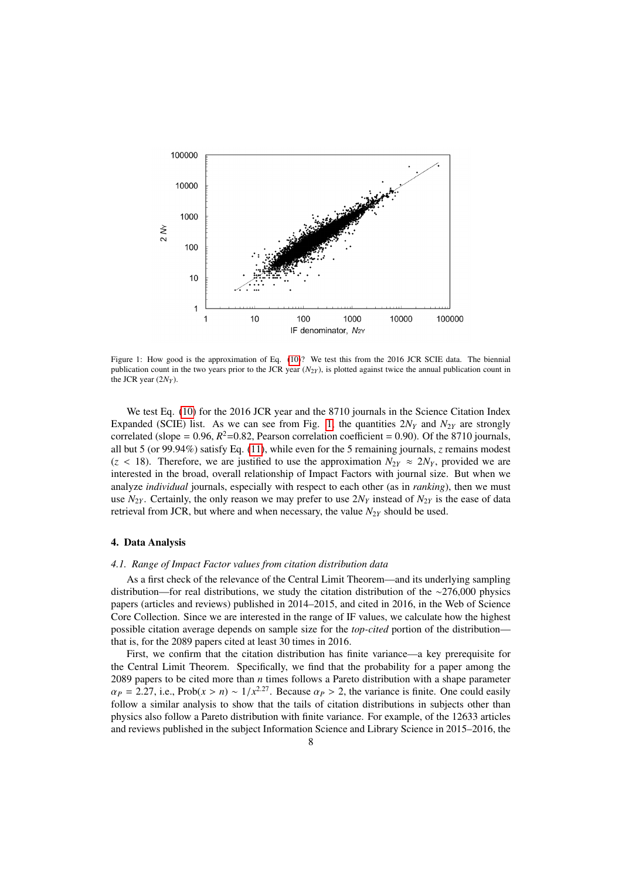Figure 1: How good is the approximation of Eq. (10)? We test this from the 2016 JCR SCIE data. The biennial publication count in the two years prior to the JCR year ($N_{2Y}$), is plotted against twice the annual publication count in the JCR year ($2N_Y$).

We test Eq. (10) for the 2016 JCR year and the 8710 journals in the Science Citation Index Expanded (SCIE) list. As we can see from Fig. 1, the quantities $2N_Y$ and $N_{2Y}$ are strongly correlated (slope = 0.96, $R^2$=0.82, Pearson correlation coefficient = 0.90). Of the 8710 journals, all but 5 (or 99.94%) satisfy Eq. (11), while even for the 5 remaining journals, $z$ remains modest ($z < 18$). Therefore, we are justified to use the approximation $N_{2Y} \approx 2N_Y$, provided we are interested in the broad, overall relationship of Impact Factors with journal size. But when we analyze *individual* journals, especially with respect to each other (as in *ranking*), then we must use $N_{2Y}$. Certainly, the only reason we may prefer to use $2N_Y$ instead of $N_{2Y}$ is the ease of data retrieval from JCR, but where and when necessary, the value $N_{2Y}$ should be used.

## 4. Data Analysis

### 4.1. Range of Impact Factor values from citation distribution data

As a first check of the relevance of the Central Limit Theorem—and its underlying sampling distribution—for real distributions, we study the citation distribution of the ~276,000 physics papers (articles and reviews) published in 2014–2015, and cited in 2016, in the Web of Science Core Collection. Since we are interested in the range of IF values, we calculate how the highest possible citation average depends on sample size for the *top-cited* portion of the distribution—that is, for the 2089 papers cited at least 30 times in 2016.

First, we confirm that the citation distribution has finite variance—a key prerequisite for the Central Limit Theorem. Specifically, we find that the probability for a paper among the 2089 papers to be cited more than $n$ times follows a Pareto distribution with a shape parameter $\alpha_P = 2.27$, i.e., $\text{Prob}(x > n) \sim 1/x^{2.27}$. Because $\alpha_P > 2$, the variance is finite. One could easily follow a similar analysis to show that the tails of citation distributions in subjects other than physics also follow a Pareto distribution with finite variance. For example, of the 12633 articles and reviews published in the subject Information Science and Library Science in 2015–2016, the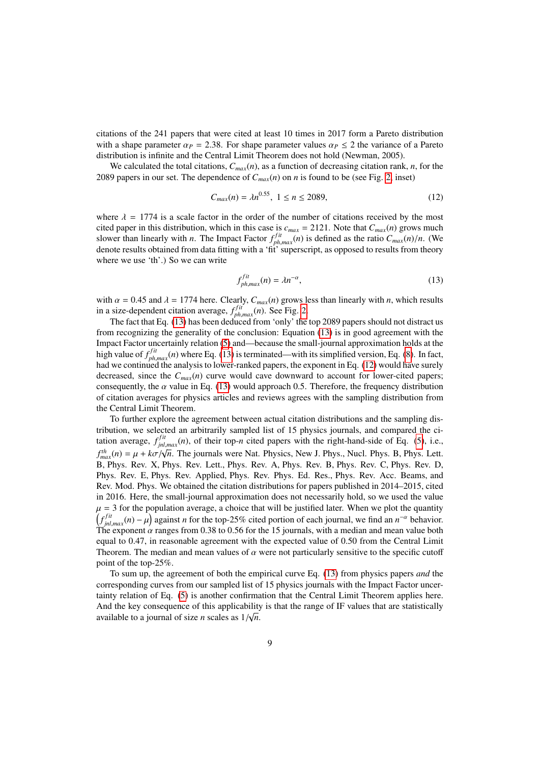citations of the 241 papers that were cited at least 10 times in 2017 form a Pareto distribution with a shape parameter $\alpha_P = 2.38$. For shape parameter values $\alpha_P \leq 2$ the variance of a Pareto distribution is infinite and the Central Limit Theorem does not hold (Newman, 2005).

We calculated the total citations, $C_{max}(n)$, as a function of decreasing citation rank, $n$, for the 2089 papers in our set. The dependence of $C_{max}(n)$ on $n$ is found to be (see Fig. 2, inset)

$$C_{max}(n) = \lambda n^{0.55}, \ 1 \leq n \leq 2089, \tag{12}$$

where $\lambda = 1774$ is a scale factor in the order of the number of citations received by the most cited paper in this distribution, which in this case is $c_{max} = 2121$. Note that $C_{max}(n)$ grows much slower than linearly with $n$. The Impact Factor $f^{fit}_{ph,max}(n)$ is defined as the ratio $C_{max}(n)/n$. (We denote results obtained from data fitting with a 'fit' superscript, as opposed to results from theory where we use 'th'.) So we can write

$$f^{fit}_{ph,max}(n) = \lambda n^{-\alpha}, \tag{13}$$

with $\alpha = 0.45$ and $\lambda = 1774$ here. Clearly, $C_{max}(n)$ grows less than linearly with $n$, which results in a size-dependent citation average, $f^{fit}_{ph,max}(n)$. See Fig. 2.

The fact that Eq. (13) has been deduced from 'only' the top 2089 papers should not distract us from recognizing the generality of the conclusion: Equation (13) is in good agreement with the Impact Factor uncertainly relation (5) and—because the small-journal approximation holds at the high value of $f^{fit}_{ph,max}(n)$ where Eq. (13) is terminated—with its simplified version, Eq. (8). In fact, had we continued the analysis to lower-ranked papers, the exponent in Eq. (12) would have surely decreased, since the $C_{max}(n)$ curve would cave downward to account for lower-cited papers; consequently, the $\alpha$ value in Eq. (13) would approach 0.5. Therefore, the frequency distribution of citation averages for physics articles and reviews agrees with the sampling distribution from the Central Limit Theorem.

To further explore the agreement between actual citation distributions and the sampling distribution, we selected an arbitrarily sampled list of 15 physics journals, and compared the citation average, $f^{fit}_{jnl,max}(n)$, of their top-$n$ cited papers with the right-hand-side of Eq. (5), i.e., $f^{th}_{max}(n) = \mu + k\sigma/\sqrt{n}$. The journals were Nat. Physics, New J. Phys., Nucl. Phys. B, Phys. Lett. B, Phys. Rev. X, Phys. Rev. Lett., Phys. Rev. A, Phys. Rev. B, Phys. Rev. C, Phys. Rev. D, Phys. Rev. E, Phys. Rev. Applied, Phys. Rev. Phys. Ed. Res., Phys. Rev. Acc. Beams, and Rev. Mod. Phys. We obtained the citation distributions for papers published in 2014–2015, cited in 2016. Here, the small-journal approximation does not necessarily hold, so we used the value $\mu = 3$ for the population average, a choice that will be justified later. When we plot the quantity $\left(f^{fit}_{jnl,max}(n) - \mu\right)$ against $n$ for the top-25% cited portion of each journal, we find an $n^{-\alpha}$ behavior. The exponent $\alpha$ ranges from 0.38 to 0.56 for the 15 journals, with a median and mean value both equal to 0.47, in reasonable agreement with the expected value of 0.50 from the Central Limit Theorem. The median and mean values of $\alpha$ were not particularly sensitive to the specific cutoff point of the top-25%.

To sum up, the agreement of both the empirical curve Eq. (13) from physics papers *and* the corresponding curves from our sampled list of 15 physics journals with the Impact Factor uncertainty relation of Eq. (5) is another confirmation that the Central Limit Theorem applies here. And the key consequence of this applicability is that the range of IF values that are statistically available to a journal of size $n$ scales as $1/\sqrt{n}$.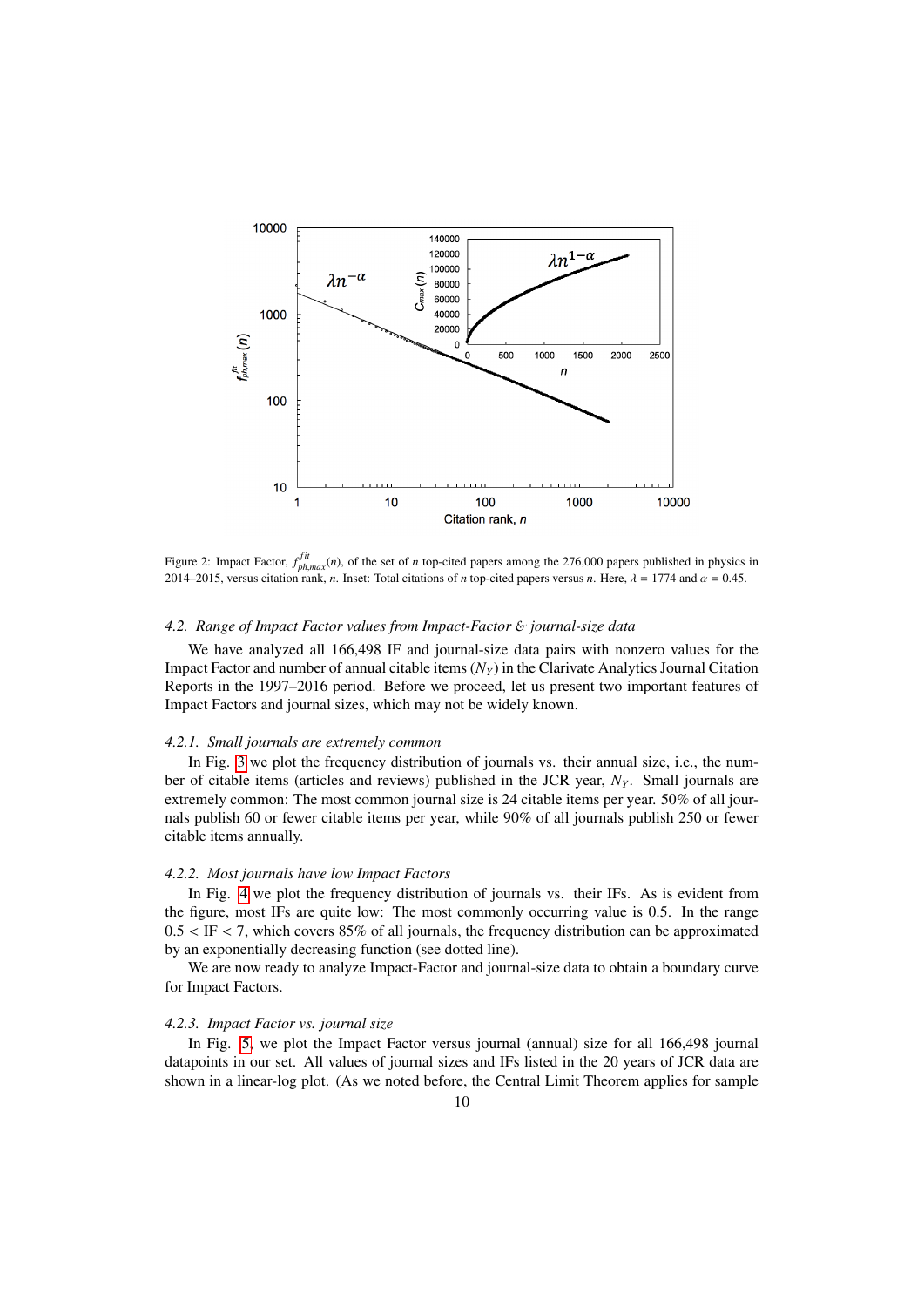Figure 2: Impact Factor, $f^{fit}_{ph,max}(n)$, of the set of $n$ top-cited papers among the 276,000 papers published in physics in 2014–2015, versus citation rank, $n$. Inset: Total citations of $n$ top-cited papers versus $n$. Here, $\lambda = 1774$ and $\alpha = 0.45$.

#### *4.2. Range of Impact Factor values from Impact-Factor & journal-size data*

We have analyzed all 166,498 IF and journal-size data pairs with nonzero values for the Impact Factor and number of annual citable items ($N_Y$) in the Clarivate Analytics Journal Citation Reports in the 1997–2016 period. Before we proceed, let us present two important features of Impact Factors and journal sizes, which may not be widely known.

##### *4.2.1. Small journals are extremely common*

In Fig. 3 we plot the frequency distribution of journals vs. their annual size, i.e., the number of citable items (articles and reviews) published in the JCR year, $N_Y$. Small journals are extremely common: The most common journal size is 24 citable items per year. 50% of all journals publish 60 or fewer citable items per year, while 90% of all journals publish 250 or fewer citable items annually.

##### *4.2.2. Most journals have low Impact Factors*

In Fig. 4 we plot the frequency distribution of journals vs. their IFs. As is evident from the figure, most IFs are quite low: The most commonly occurring value is 0.5. In the range $0.5 < \text{IF} < 7$, which covers 85% of all journals, the frequency distribution can be approximated by an exponentially decreasing function (see dotted line).

We are now ready to analyze Impact-Factor and journal-size data to obtain a boundary curve for Impact Factors.

##### *4.2.3. Impact Factor vs. journal size*

In Fig. 5 we plot the Impact Factor versus journal (annual) size for all 166,498 journal datapoints in our set. All values of journal sizes and IFs listed in the 20 years of JCR data are shown in a linear-log plot. (As we noted before, the Central Limit Theorem applies for sample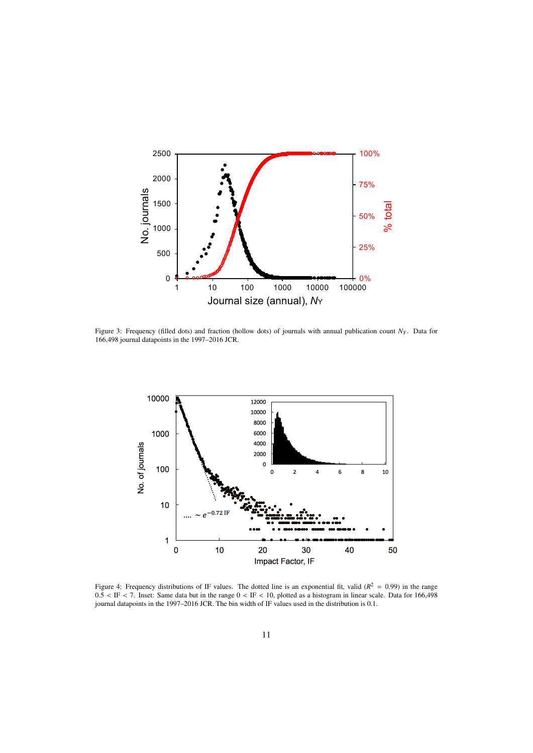Figure 3: Frequency (filled dots) and fraction (hollow dots) of journals with annual publication count $N_Y$. Data for 166,498 journal datapoints in the 1997–2016 JCR.

Figure 4: Frequency distributions of IF values. The dotted line is an exponential fit, valid ($R^2 = 0.99$) in the range $0.5 < \mathrm{IF} < 7$. Inset: Same data but in the range $0 < \mathrm{IF} < 10$, plotted as a histogram in linear scale. Data for 166,498 journal datapoints in the 1997–2016 JCR. The bin width of IF values used in the distribution is 0.1.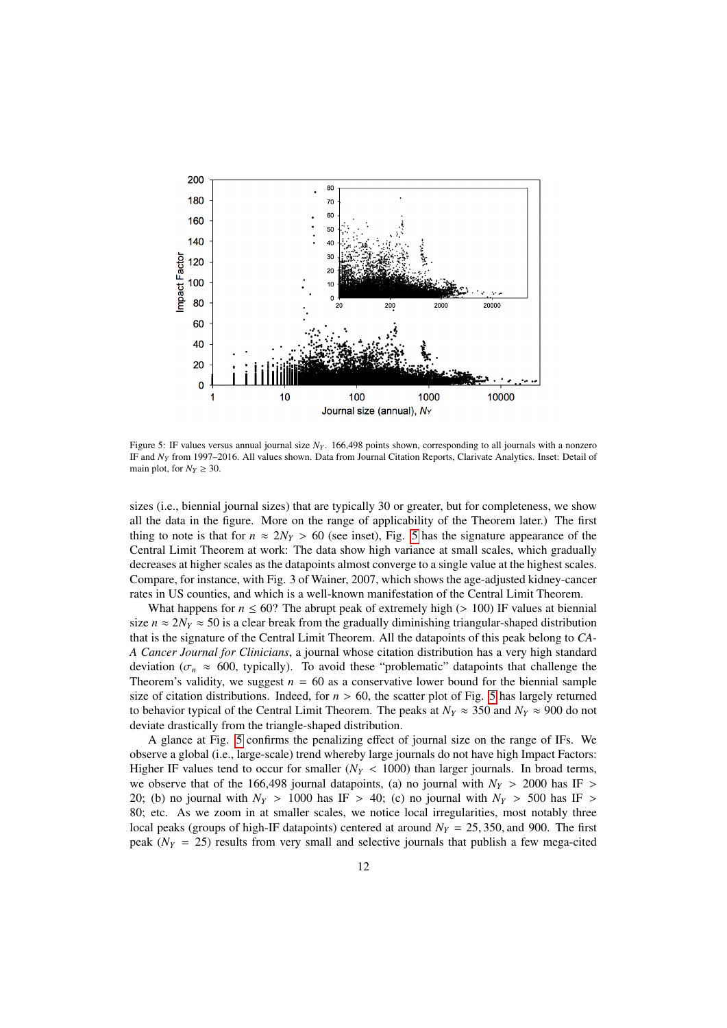Figure 5: IF values versus annual journal size $N_Y$. 166,498 points shown, corresponding to all journals with a nonzero IF and $N_Y$ from 1997–2016. All values shown. Data from Journal Citation Reports, Clarivate Analytics. Inset: Detail of main plot, for $N_Y \geq 30$.

sizes (i.e., biennial journal sizes) that are typically 30 or greater, but for completeness, we show all the data in the figure. More on the range of applicability of the Theorem later.) The first thing to note is that for $n \approx 2N_Y > 60$ (see inset), Fig. 5 has the signature appearance of the Central Limit Theorem at work: The data show high variance at small scales, which gradually decreases at higher scales as the datapoints almost converge to a single value at the highest scales. Compare, for instance, with Fig. 3 of Wainer, 2007, which shows the age-adjusted kidney-cancer rates in US counties, and which is a well-known manifestation of the Central Limit Theorem.

What happens for $n \leq 60$? The abrupt peak of extremely high ($> 100$) IF values at biennial size $n \approx 2N_Y \approx 50$ is a clear break from the gradually diminishing triangular-shaped distribution that is the signature of the Central Limit Theorem. All the datapoints of this peak belong to *CA-A Cancer Journal for Clinicians*, a journal whose citation distribution has a very high standard deviation ($\sigma_n \approx 600$, typically). To avoid these "problematic" datapoints that challenge the Theorem's validity, we suggest $n = 60$ as a conservative lower bound for the biennial sample size of citation distributions. Indeed, for $n > 60$, the scatter plot of Fig. 5 has largely returned to behavior typical of the Central Limit Theorem. The peaks at $N_Y \approx 350$ and $N_Y \approx 900$ do not deviate drastically from the triangle-shaped distribution.

A glance at Fig. 5 confirms the penalizing effect of journal size on the range of IFs. We observe a global (i.e., large-scale) trend whereby large journals do not have high Impact Factors: Higher IF values tend to occur for smaller ($N_Y < 1000$) than larger journals. In broad terms, we observe that of the 166,498 journal datapoints, (a) no journal with $N_Y > 2000$ has IF $> 20$; (b) no journal with $N_Y > 1000$ has IF $> 40$; (c) no journal with $N_Y > 500$ has IF $> 80$; etc. As we zoom in at smaller scales, we notice local irregularities, most notably three local peaks (groups of high-IF datapoints) centered at around $N_Y = 25, 350,$ and 900. The first peak ($N_Y = 25$) results from very small and selective journals that publish a few mega-cited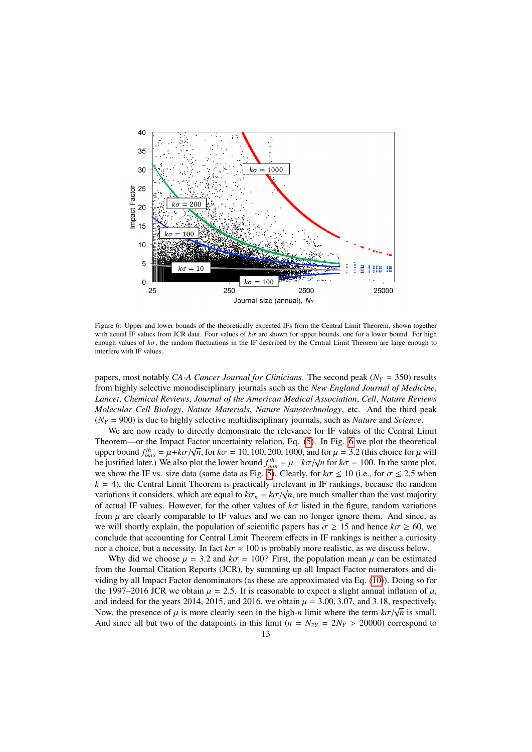Figure 6: Upper and lower bounds of the theoretically expected IFs from the Central Limit Theorem, shown together with actual IF values from JCR data. Four values of $k\sigma$ are shown for upper bounds, one for a lower bound. For high enough values of $k\sigma$, the random fluctuations in the IF described by the Central Limit Theorem are large enough to interfere with IF values.

papers, most notably *CA-A Cancer Journal for Clinicians*. The second peak ($N_Y = 350$) results from highly selective monodisciplinary journals such as the *New England Journal of Medicine*, *Lancet*, *Chemical Reviews*, *Journal of the American Medical Association*, *Cell*, *Nature Reviews Molecular Cell Biology*, *Nature Materials*, *Nature Nanotechnology*, etc. And the third peak ($N_Y = 900$) is due to highly selective multidisciplinary journals, such as *Nature* and *Science*.

We are now ready to directly demonstrate the relevance for IF values of the Central Limit Theorem—or the Impact Factor uncertainty relation, Eq. (5). In Fig. 6 we plot the theoretical upper bound $f^{th}_{max} = \mu + k\sigma/\sqrt{n}$, for $k\sigma = 10, 100, 200, 1000$, and for $\mu = 3.2$ (this choice for $\mu$ will be justified later.) We also plot the lower bound $f^{th}_{min} = \mu - k\sigma/\sqrt{n}$ for $k\sigma = 100$. In the same plot, we show the IF vs. size data (same data as Fig. 5). Clearly, for $k\sigma \leq 10$ (i.e., for $\sigma \leq 2.5$ when $k = 4$), the Central Limit Theorem is practically irrelevant in IF rankings, because the random variations it considers, which are equal to $k\sigma_n = k\sigma/\sqrt{n}$, are much smaller than the vast majority of actual IF values. However, for the other values of $k\sigma$ listed in the figure, random variations from $\mu$ are clearly comparable to IF values and we can no longer ignore them. And since, as we will shortly explain, the population of scientific papers has $\sigma \geq 15$ and hence $k\sigma \geq 60$, we conclude that accounting for Central Limit Theorem effects in IF rankings is neither a curiosity nor a choice, but a necessity. In fact $k\sigma \approx 100$ is probably more realistic, as we discuss below.

Why did we choose $\mu = 3.2$ and $k\sigma = 100$? First, the population mean $\mu$ can be estimated from the Journal Citation Reports (JCR), by summing up all Impact Factor numerators and dividing by all Impact Factor denominators (as these are approximated via Eq. (10)). Doing so for the 1997–2016 JCR we obtain $\mu = 2.5$. It is reasonable to expect a slight annual inflation of $\mu$, and indeed for the years 2014, 2015, and 2016, we obtain $\mu = 3.00, 3.07$, and $3.18$, respectively. Now, the presence of $\mu$ is more clearly seen in the high-$n$ limit where the term $k\sigma/\sqrt{n}$ is small. And since all but two of the datapoints in this limit ($n = N_{2Y} = 2N_Y > 20000$) correspond to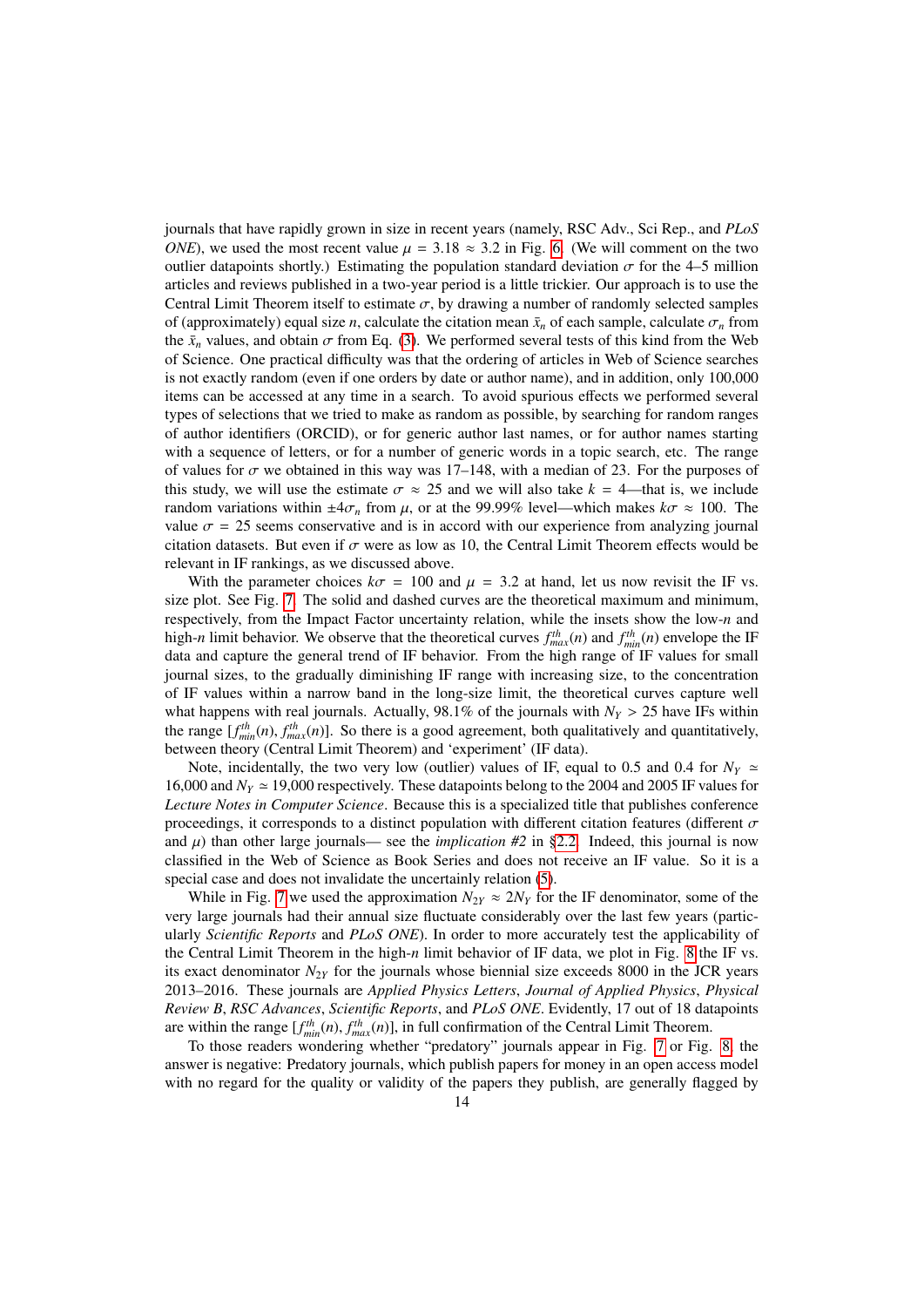journals that have rapidly grown in size in recent years (namely, RSC Adv., Sci Rep., and *PLoS ONE*), we used the most recent value $\mu = 3.18 \approx 3.2$ in Fig. 6. (We will comment on the two outlier datapoints shortly.) Estimating the population standard deviation $\sigma$ for the 4–5 million articles and reviews published in a two-year period is a little trickier. Our approach is to use the Central Limit Theorem itself to estimate $\sigma$, by drawing a number of randomly selected samples of (approximately) equal size $n$, calculate the citation mean $\bar{x}_n$ of each sample, calculate $\sigma_n$ from the $\bar{x}_n$ values, and obtain $\sigma$ from Eq. (3). We performed several tests of this kind from the Web of Science. One practical difficulty was that the ordering of articles in Web of Science searches is not exactly random (even if one orders by date or author name), and in addition, only 100,000 items can be accessed at any time in a search. To avoid spurious effects we performed several types of selections that we tried to make as random as possible, by searching for random ranges of author identifiers (ORCID), or for generic author last names, or for author names starting with a sequence of letters, or for a number of generic words in a topic search, etc. The range of values for $\sigma$ we obtained in this way was 17–148, with a median of 23. For the purposes of this study, we will use the estimate $\sigma \approx 25$ and we will also take $k = 4$—that is, we include random variations within $\pm 4\sigma_n$ from $\mu$, or at the 99.99% level—which makes $k\sigma \approx 100$. The value $\sigma = 25$ seems conservative and is in accord with our experience from analyzing journal citation datasets. But even if $\sigma$ were as low as 10, the Central Limit Theorem effects would be relevant in IF rankings, as we discussed above.

With the parameter choices $k\sigma = 100$ and $\mu = 3.2$ at hand, let us now revisit the IF vs. size plot. See Fig. 7. The solid and dashed curves are the theoretical maximum and minimum, respectively, from the Impact Factor uncertainty relation, while the insets show the low-$n$ and high-$n$ limit behavior. We observe that the theoretical curves $f^{th}_{max}(n)$ and $f^{th}_{min}(n)$ envelope the IF data and capture the general trend of IF behavior. From the high range of IF values for small journal sizes, to the gradually diminishing IF range with increasing size, to the concentration of IF values within a narrow band in the long-size limit, the theoretical curves capture well what happens with real journals. Actually, 98.1% of the journals with $N_Y > 25$ have IFs within the range $[f^{th}_{min}(n), f^{th}_{max}(n)]$. So there is a good agreement, both qualitatively and quantitatively, between theory (Central Limit Theorem) and 'experiment' (IF data).

Note, incidentally, the two very low (outlier) values of IF, equal to 0.5 and 0.4 for $N_Y \simeq$ 16,000 and $N_Y \simeq$ 19,000 respectively. These datapoints belong to the 2004 and 2005 IF values for *Lecture Notes in Computer Science*. Because this is a specialized title that publishes conference proceedings, it corresponds to a distinct population with different citation features (different $\sigma$ and $\mu$) than other large journals— see the *implication #2* in §2.2. Indeed, this journal is now classified in the Web of Science as Book Series and does not receive an IF value. So it is a special case and does not invalidate the uncertainly relation (5).

While in Fig. 7 we used the approximation $N_{2Y} \approx 2N_Y$ for the IF denominator, some of the very large journals had their annual size fluctuate considerably over the last few years (particularly *Scientific Reports* and *PLoS ONE*). In order to more accurately test the applicability of the Central Limit Theorem in the high-$n$ limit behavior of IF data, we plot in Fig. 8 the IF vs. its exact denominator $N_{2Y}$ for the journals whose biennial size exceeds 8000 in the JCR years 2013–2016. These journals are *Applied Physics Letters*, *Journal of Applied Physics*, *Physical Review B*, *RSC Advances*, *Scientific Reports*, and *PLoS ONE*. Evidently, 17 out of 18 datapoints are within the range $[f^{th}_{min}(n), f^{th}_{max}(n)]$, in full confirmation of the Central Limit Theorem.

To those readers wondering whether "predatory" journals appear in Fig. 7 or Fig. 8, the answer is negative: Predatory journals, which publish papers for money in an open access model with no regard for the quality or validity of the papers they publish, are generally flagged by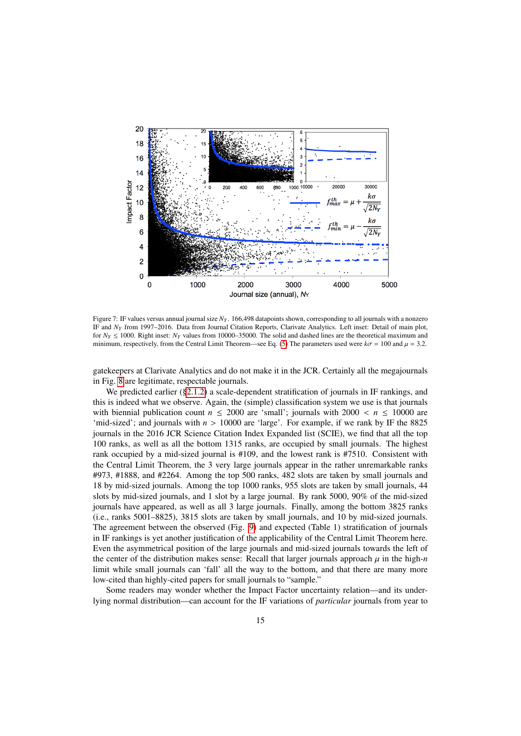Figure 7: IF values versus annual journal size $N_Y$. 166,498 datapoints shown, corresponding to all journals with a nonzero IF and $N_Y$ from 1997–2016. Data from Journal Citation Reports, Clarivate Analytics. Left inset: Detail of main plot, for $N_Y \leq 1000$. Right inset: $N_Y$ values from 10000–35000. The solid and dashed lines are the theoretical maximum and minimum, respectively, from the Central Limit Theorem—see Eq. (5) The parameters used were $k\sigma = 100$ and $\mu = 3.2$.

gatekeepers at Clarivate Analytics and do not make it in the JCR. Certainly all the megajournals in Fig. 8 are legitimate, respectable journals.

We predicted earlier (§2.1.2) a scale-dependent stratification of journals in IF rankings, and this is indeed what we observe. Again, the (simple) classification system we use is that journals with biennial publication count $n \leq 2000$ are 'small'; journals with $2000 < n \leq 10000$ are 'mid-sized'; and journals with $n > 10000$ are 'large'. For example, if we rank by IF the 8825 journals in the 2016 JCR Science Citation Index Expanded list (SCIE), we find that all the top 100 ranks, as well as all the bottom 1315 ranks, are occupied by small journals. The highest rank occupied by a mid-sized journal is #109, and the lowest rank is #7510. Consistent with the Central Limit Theorem, the 3 very large journals appear in the rather unremarkable ranks #973, #1888, and #2264. Among the top 500 ranks, 482 slots are taken by small journals and 18 by mid-sized journals. Among the top 1000 ranks, 955 slots are taken by small journals, 44 slots by mid-sized journals, and 1 slot by a large journal. By rank 5000, 90% of the mid-sized journals have appeared, as well as all 3 large journals. Finally, among the bottom 3825 ranks (i.e., ranks 5001–8825), 3815 slots are taken by small journals, and 10 by mid-sized journals. The agreement between the observed (Fig. 9) and expected (Table 1) stratification of journals in IF rankings is yet another justification of the applicability of the Central Limit Theorem here. Even the asymmetrical position of the large journals and mid-sized journals towards the left of the center of the distribution makes sense: Recall that larger journals approach $\mu$ in the high-$n$ limit while small journals can 'fall' all the way to the bottom, and that there are many more low-cited than highly-cited papers for small journals to "sample."

Some readers may wonder whether the Impact Factor uncertainty relation—and its underlying normal distribution—can account for the IF variations of *particular* journals from year to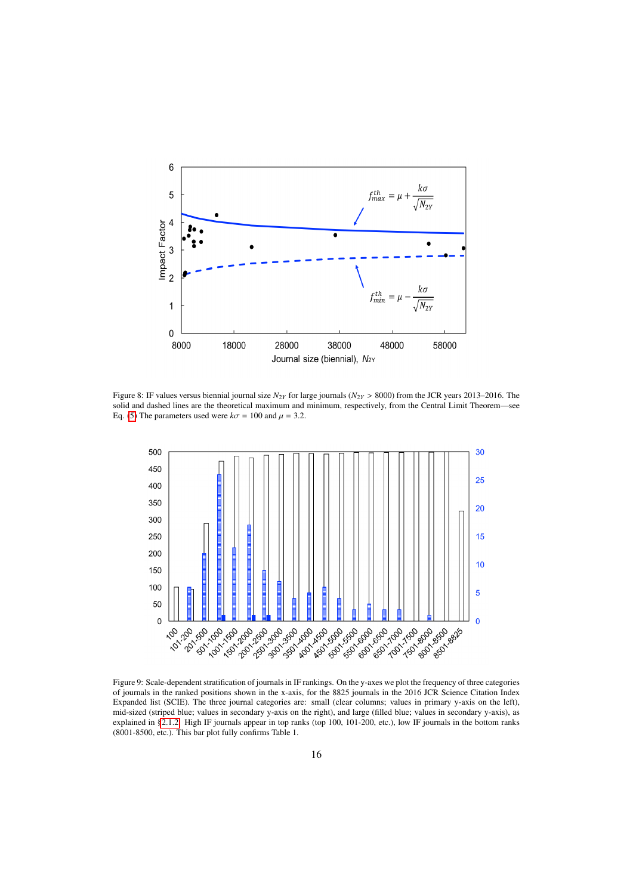Figure 8: IF values versus biennial journal size $N_{2Y}$ for large journals ($N_{2Y} > 8000$) from the JCR years 2013–2016. The solid and dashed lines are the theoretical maximum and minimum, respectively, from the Central Limit Theorem—see Eq. (5) The parameters used were $k\sigma = 100$ and $\mu = 3.2$.

Figure 9: Scale-dependent stratification of journals in IF rankings. On the y-axes we plot the frequency of three categories of journals in the ranked positions shown in the x-axis, for the 8825 journals in the 2016 JCR Science Citation Index Expanded list (SCIE). The three journal categories are: small (clear columns; values in primary y-axis on the left), mid-sized (striped blue; values in secondary y-axis on the right), and large (filled blue; values in secondary y-axis), as explained in §2.1.2. High IF journals appear in top ranks (top 100, 101-200, etc.), low IF journals in the bottom ranks (8001-8500, etc.). This bar plot fully confirms Table 1.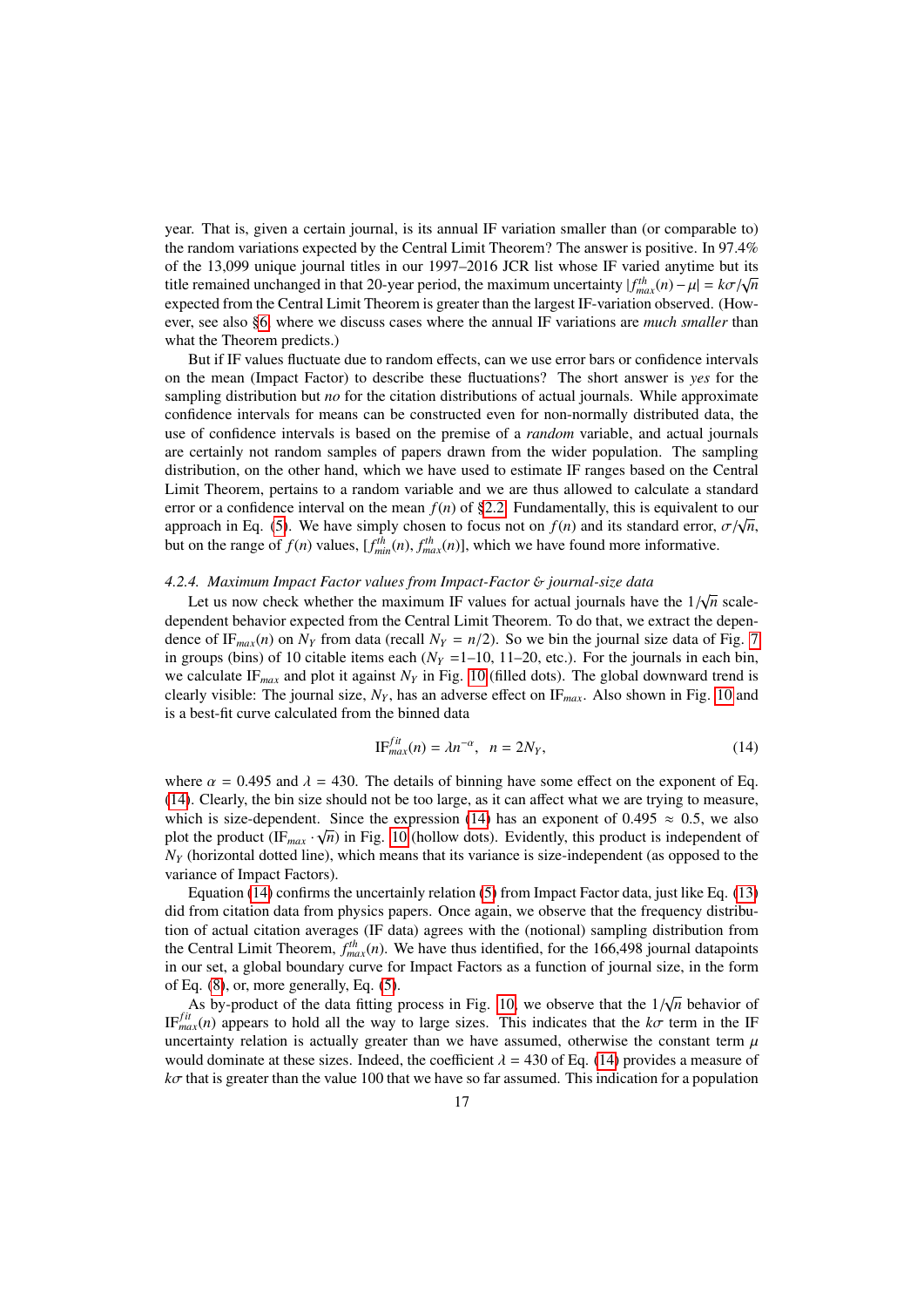year. That is, given a certain journal, is its annual IF variation smaller than (or comparable to) the random variations expected by the Central Limit Theorem? The answer is positive. In 97.4% of the 13,099 unique journal titles in our 1997–2016 JCR list whose IF varied anytime but its title remained unchanged in that 20-year period, the maximum uncertainty $|f_{max}^{th}(n) - \mu| = k\sigma/\sqrt{n}$ expected from the Central Limit Theorem is greater than the largest IF-variation observed. (However, see also §6, where we discuss cases where the annual IF variations are *much smaller* than what the Theorem predicts.)

But if IF values fluctuate due to random effects, can we use error bars or confidence intervals on the mean (Impact Factor) to describe these fluctuations? The short answer is *yes* for the sampling distribution but *no* for the citation distributions of actual journals. While approximate confidence intervals for means can be constructed even for non-normally distributed data, the use of confidence intervals is based on the premise of a *random* variable, and actual journals are certainly not random samples of papers drawn from the wider population. The sampling distribution, on the other hand, which we have used to estimate IF ranges based on the Central Limit Theorem, pertains to a random variable and we are thus allowed to calculate a standard error or a confidence interval on the mean $f(n)$ of §2.2. Fundamentally, this is equivalent to our approach in Eq. (5). We have simply chosen to focus not on $f(n)$ and its standard error, $\sigma/\sqrt{n}$, but on the range of $f(n)$ values, $[f_{min}^{th}(n), f_{max}^{th}(n)]$, which we have found more informative.

#### 4.2.4. Maximum Impact Factor values from Impact-Factor & journal-size data

Let us now check whether the maximum IF values for actual journals have the $1/\sqrt{n}$ scale-dependent behavior expected from the Central Limit Theorem. To do that, we extract the dependence of $\mathrm{IF}_{max}(n)$ on $N_Y$ from data (recall $N_Y = n/2$). So we bin the journal size data of Fig. 7 in groups (bins) of 10 citable items each ($N_Y$ =1–10, 11–20, etc.). For the journals in each bin, we calculate $\mathrm{IF}_{max}$ and plot it against $N_Y$ in Fig. 10 (filled dots). The global downward trend is clearly visible: The journal size, $N_Y$, has an adverse effect on $\mathrm{IF}_{max}$. Also shown in Fig. 10 and is a best-fit curve calculated from the binned data

$$\mathrm{IF}_{max}^{fit}(n) = \lambda n^{-\alpha}, \quad n = 2N_Y, \tag{14}$$

where $\alpha = 0.495$ and $\lambda = 430$. The details of binning have some effect on the exponent of Eq. (14). Clearly, the bin size should not be too large, as it can affect what we are trying to measure, which is size-dependent. Since the expression (14) has an exponent of $0.495 \approx 0.5$, we also plot the product $(\mathrm{IF}_{max} \cdot \sqrt{n})$ in Fig. 10 (hollow dots). Evidently, this product is independent of $N_Y$ (horizontal dotted line), which means that its variance is size-independent (as opposed to the variance of Impact Factors).

Equation (14) confirms the uncertainly relation (5) from Impact Factor data, just like Eq. (13) did from citation data from physics papers. Once again, we observe that the frequency distribution of actual citation averages (IF data) agrees with the (notional) sampling distribution from the Central Limit Theorem, $f_{max}^{th}(n)$. We have thus identified, for the 166,498 journal datapoints in our set, a global boundary curve for Impact Factors as a function of journal size, in the form of Eq. (8), or, more generally, Eq. (5).

As by-product of the data fitting process in Fig. 10, we observe that the $1/\sqrt{n}$ behavior of $\mathrm{IF}_{max}^{fit}(n)$ appears to hold all the way to large sizes. This indicates that the $k\sigma$ term in the IF uncertainty relation is actually greater than we have assumed, otherwise the constant term $\mu$ would dominate at these sizes. Indeed, the coefficient $\lambda = 430$ of Eq. (14) provides a measure of $k\sigma$ that is greater than the value 100 that we have so far assumed. This indication for a population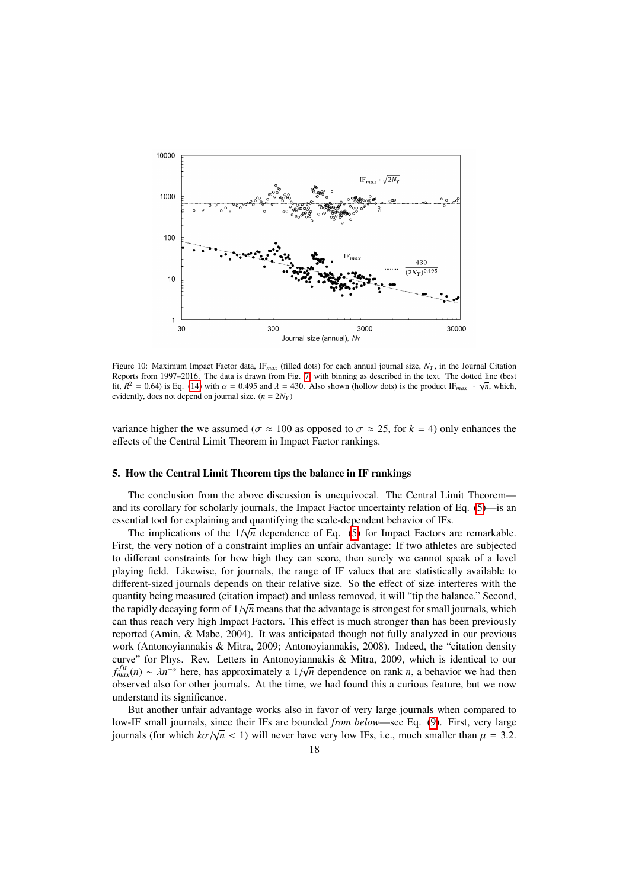Figure 10: Maximum Impact Factor data, $\mathrm{IF}_{max}$ (filled dots) for each annual journal size, $N_Y$, in the Journal Citation Reports from 1997–2016. The data is drawn from Fig. 7, with binning as described in the text. The dotted line (best fit, $R^2 = 0.64$) is Eq. (14) with $\alpha = 0.495$ and $\lambda = 430$. Also shown (hollow dots) is the product $\mathrm{IF}_{max} \cdot \sqrt{n}$, which, evidently, does not depend on journal size. ($n = 2N_Y$)

variance higher the we assumed ($\sigma \approx 100$ as opposed to $\sigma \approx 25$, for $k = 4$) only enhances the effects of the Central Limit Theorem in Impact Factor rankings.

## 5. How the Central Limit Theorem tips the balance in IF rankings

The conclusion from the above discussion is unequivocal. The Central Limit Theorem—and its corollary for scholarly journals, the Impact Factor uncertainty relation of Eq. (5)—is an essential tool for explaining and quantifying the scale-dependent behavior of IFs.

The implications of the $1/\sqrt{n}$ dependence of Eq. (5) for Impact Factors are remarkable. First, the very notion of a constraint implies an unfair advantage: If two athletes are subjected to different constraints for how high they can score, then surely we cannot speak of a level playing field. Likewise, for journals, the range of IF values that are statistically available to different-sized journals depends on their relative size. So the effect of size interferes with the quantity being measured (citation impact) and unless removed, it will "tip the balance." Second, the rapidly decaying form of $1/\sqrt{n}$ means that the advantage is strongest for small journals, which can thus reach very high Impact Factors. This effect is much stronger than has been previously reported (Amin, & Mabe, 2004). It was anticipated though not fully analyzed in our previous work (Antonoyiannakis & Mitra, 2009; Antonoyiannakis, 2008). Indeed, the "citation density curve" for Phys. Rev. Letters in Antonoyiannakis & Mitra, 2009, which is identical to our $f^{fit}_{max}(n) \sim \lambda n^{-\alpha}$ here, has approximately a $1/\sqrt{n}$ dependence on rank $n$, a behavior we had then observed also for other journals. At the time, we had found this a curious feature, but we now understand its significance.

But another unfair advantage works also in favor of very large journals when compared to low-IF small journals, since their IFs are bounded *from below*—see Eq. (9). First, very large journals (for which $k\sigma/\sqrt{n} < 1$) will never have very low IFs, i.e., much smaller than $\mu = 3.2$.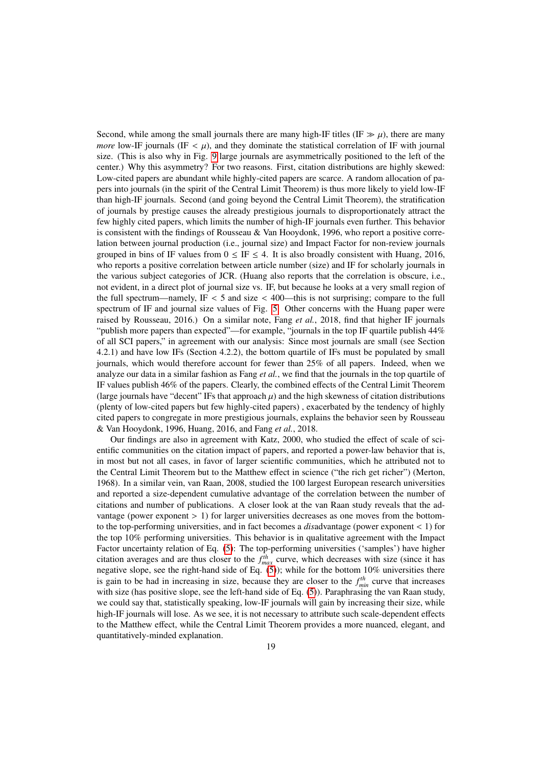Second, while among the small journals there are many high-IF titles (IF $\gg \mu$), there are many *more* low-IF journals (IF $< \mu$), and they dominate the statistical correlation of IF with journal size. (This is also why in Fig. 9 large journals are asymmetrically positioned to the left of the center.) Why this asymmetry? For two reasons. First, citation distributions are highly skewed: Low-cited papers are abundant while highly-cited papers are scarce. A random allocation of papers into journals (in the spirit of the Central Limit Theorem) is thus more likely to yield low-IF than high-IF journals. Second (and going beyond the Central Limit Theorem), the stratification of journals by prestige causes the already prestigious journals to disproportionately attract the few highly cited papers, which limits the number of high-IF journals even further. This behavior is consistent with the findings of Rousseau & Van Hooydonk, 1996, who report a positive correlation between journal production (i.e., journal size) and Impact Factor for non-review journals grouped in bins of IF values from $0 \leq$ IF $\leq 4$. It is also broadly consistent with Huang, 2016, who reports a positive correlation between article number (size) and IF for scholarly journals in the various subject categories of JCR. (Huang also reports that the correlation is obscure, i.e., not evident, in a direct plot of journal size vs. IF, but because he looks at a very small region of the full spectrum—namely, IF $< 5$ and size $< 400$—this is not surprising; compare to the full spectrum of IF and journal size values of Fig. 5. Other concerns with the Huang paper were raised by Rousseau, 2016.) On a similar note, Fang *et al.*, 2018, find that higher IF journals "publish more papers than expected"—for example, "journals in the top IF quartile publish 44% of all SCI papers," in agreement with our analysis: Since most journals are small (see Section 4.2.1) and have low IFs (Section 4.2.2), the bottom quartile of IFs must be populated by small journals, which would therefore account for fewer than 25% of all papers. Indeed, when we analyze our data in a similar fashion as Fang *et al.*, we find that the journals in the top quartile of IF values publish 46% of the papers. Clearly, the combined effects of the Central Limit Theorem (large journals have "decent" IFs that approach $\mu$) and the high skewness of citation distributions (plenty of low-cited papers but few highly-cited papers) , exacerbated by the tendency of highly cited papers to congregate in more prestigious journals, explains the behavior seen by Rousseau & Van Hooydonk, 1996, Huang, 2016, and Fang *et al.*, 2018.

Our findings are also in agreement with Katz, 2000, who studied the effect of scale of scientific communities on the citation impact of papers, and reported a power-law behavior that is, in most but not all cases, in favor of larger scientific communities, which he attributed not to the Central Limit Theorem but to the Matthew effect in science ("the rich get richer") (Merton, 1968). In a similar vein, van Raan, 2008, studied the 100 largest European research universities and reported a size-dependent cumulative advantage of the correlation between the number of citations and number of publications. A closer look at the van Raan study reveals that the advantage (power exponent $> 1$) for larger universities decreases as one moves from the bottom- to the top-performing universities, and in fact becomes a *dis*advantage (power exponent $< 1$) for the top 10% performing universities. This behavior is in qualitative agreement with the Impact Factor uncertainty relation of Eq. (5): The top-performing universities ('samples') have higher citation averages and are thus closer to the $f_{max}^{th}$ curve, which decreases with size (since it has negative slope, see the right-hand side of Eq. (5)); while for the bottom 10% universities there is gain to be had in increasing in size, because they are closer to the $f_{min}^{th}$ curve that increases with size (has positive slope, see the left-hand side of Eq. (5)). Paraphrasing the van Raan study, we could say that, statistically speaking, low-IF journals will gain by increasing their size, while high-IF journals will lose. As we see, it is not necessary to attribute such scale-dependent effects to the Matthew effect, while the Central Limit Theorem provides a more nuanced, elegant, and quantitatively-minded explanation.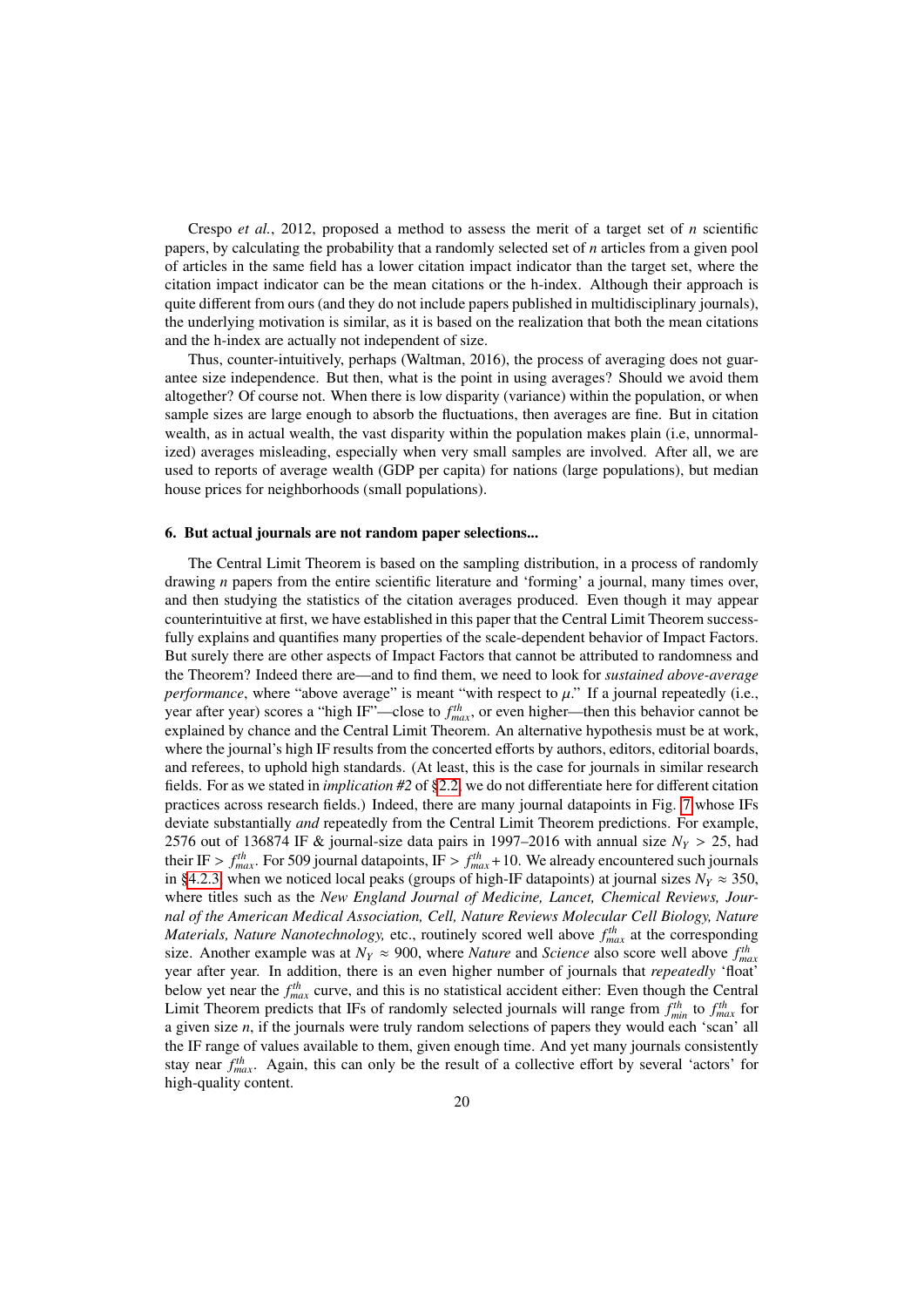Crespo *et al.*, 2012, proposed a method to assess the merit of a target set of $n$ scientific papers, by calculating the probability that a randomly selected set of $n$ articles from a given pool of articles in the same field has a lower citation impact indicator than the target set, where the citation impact indicator can be the mean citations or the h-index. Although their approach is quite different from ours (and they do not include papers published in multidisciplinary journals), the underlying motivation is similar, as it is based on the realization that both the mean citations and the h-index are actually not independent of size.

Thus, counter-intuitively, perhaps (Waltman, 2016), the process of averaging does not guarantee size independence. But then, what is the point in using averages? Should we avoid them altogether? Of course not. When there is low disparity (variance) within the population, or when sample sizes are large enough to absorb the fluctuations, then averages are fine. But in citation wealth, as in actual wealth, the vast disparity within the population makes plain (i.e, unnormalized) averages misleading, especially when very small samples are involved. After all, we are used to reports of average wealth (GDP per capita) for nations (large populations), but median house prices for neighborhoods (small populations).

## 6. But actual journals are not random paper selections...

The Central Limit Theorem is based on the sampling distribution, in a process of randomly drawing $n$ papers from the entire scientific literature and 'forming' a journal, many times over, and then studying the statistics of the citation averages produced. Even though it may appear counterintuitive at first, we have established in this paper that the Central Limit Theorem successfully explains and quantifies many properties of the scale-dependent behavior of Impact Factors. But surely there are other aspects of Impact Factors that cannot be attributed to randomness and the Theorem? Indeed there are—and to find them, we need to look for *sustained above-average performance*, where "above average" is meant "with respect to $\mu$." If a journal repeatedly (i.e., year after year) scores a "high IF"—close to $f^{th}_{max}$, or even higher—then this behavior cannot be explained by chance and the Central Limit Theorem. An alternative hypothesis must be at work, where the journal's high IF results from the concerted efforts by authors, editors, editorial boards, and referees, to uphold high standards. (At least, this is the case for journals in similar research fields. For as we stated in *implication #2* of §2.2, we do not differentiate here for different citation practices across research fields.) Indeed, there are many journal datapoints in Fig. 7 whose IFs deviate substantially *and* repeatedly from the Central Limit Theorem predictions. For example, 2576 out of 136874 IF & journal-size data pairs in 1997–2016 with annual size $N_Y > 25$, had their IF > $f^{th}_{max}$. For 509 journal datapoints, IF > $f^{th}_{max} + 10$. We already encountered such journals in §4.2.3, when we noticed local peaks (groups of high-IF datapoints) at journal sizes $N_Y \approx 350$, where titles such as the *New England Journal of Medicine, Lancet, Chemical Reviews, Journal of the American Medical Association, Cell, Nature Reviews Molecular Cell Biology, Nature Materials, Nature Nanotechnology,* etc., routinely scored well above $f^{th}_{max}$ at the corresponding size. Another example was at $N_Y \approx 900$, where *Nature* and *Science* also score well above $f^{th}_{max}$ year after year. In addition, there is an even higher number of journals that *repeatedly* 'float' below yet near the $f^{th}_{max}$ curve, and this is no statistical accident either: Even though the Central Limit Theorem predicts that IFs of randomly selected journals will range from $f^{th}_{min}$ to $f^{th}_{max}$ for a given size $n$, if the journals were truly random selections of papers they would each 'scan' all the IF range of values available to them, given enough time. And yet many journals consistently stay near $f^{th}_{max}$. Again, this can only be the result of a collective effort by several 'actors' for high-quality content.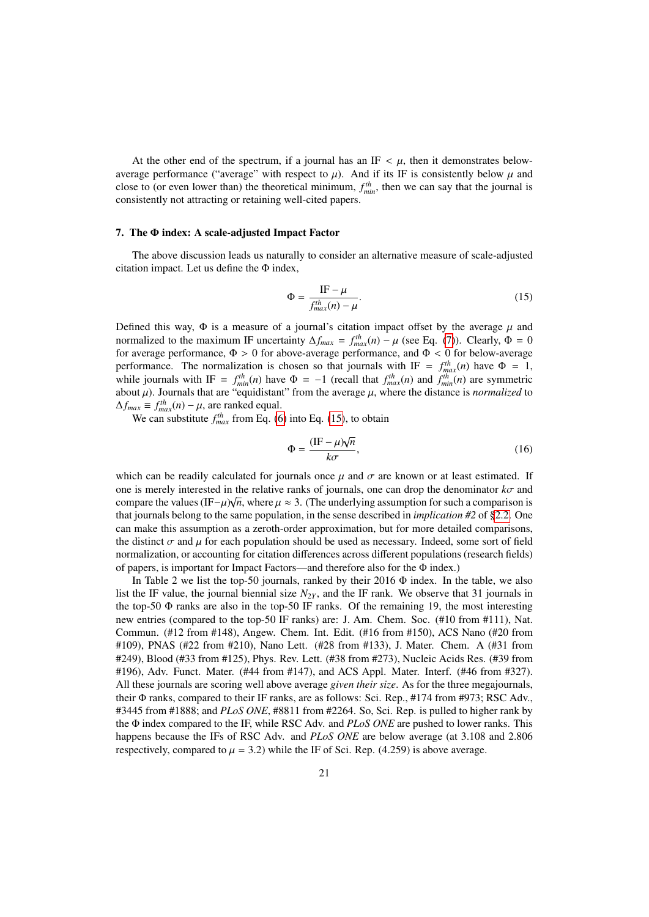At the other end of the spectrum, if a journal has an IF $< \mu$, then it demonstrates below-average performance ("average" with respect to $\mu$). And if its IF is consistently below $\mu$ and close to (or even lower than) the theoretical minimum, $f^{th}_{min}$, then we can say that the journal is consistently not attracting or retaining well-cited papers.

## 7. The Φ index: A scale-adjusted Impact Factor

The above discussion leads us naturally to consider an alternative measure of scale-adjusted citation impact. Let us define the Φ index,

$$\Phi = \frac{\mathrm{IF} - \mu}{f^{th}_{max}(n) - \mu}. \tag{15}$$

Defined this way, Φ is a measure of a journal's citation impact offset by the average $\mu$ and normalized to the maximum IF uncertainty $\Delta f_{max} = f^{th}_{max}(n) - \mu$ (see Eq. (7)). Clearly, $\Phi = 0$ for average performance, $\Phi > 0$ for above-average performance, and $\Phi < 0$ for below-average performance. The normalization is chosen so that journals with IF $= f^{th}_{max}(n)$ have $\Phi = 1$, while journals with IF $= f^{th}_{min}(n)$ have $\Phi = -1$ (recall that $f^{th}_{max}(n)$ and $f^{th}_{min}(n)$ are symmetric about $\mu$). Journals that are "equidistant" from the average $\mu$, where the distance is *normalized* to $\Delta f_{max} \equiv f^{th}_{max}(n) - \mu$, are ranked equal.

We can substitute $f^{th}_{max}$ from Eq. (6) into Eq. (15), to obtain

$$\Phi = \frac{(\mathrm{IF} - \mu)\sqrt{n}}{k\sigma}, \tag{16}$$

which can be readily calculated for journals once $\mu$ and $\sigma$ are known or at least estimated. If one is merely interested in the relative ranks of journals, one can drop the denominator $k\sigma$ and compare the values $(\mathrm{IF}-\mu)\sqrt{n}$, where $\mu \approx 3$. (The underlying assumption for such a comparison is that journals belong to the same population, in the sense described in *implication #2* of §2.2. One can make this assumption as a zeroth-order approximation, but for more detailed comparisons, the distinct $\sigma$ and $\mu$ for each population should be used as necessary. Indeed, some sort of field normalization, or accounting for citation differences across different populations (research fields) of papers, is important for Impact Factors—and therefore also for the Φ index.)

In Table 2 we list the top-50 journals, ranked by their 2016 Φ index. In the table, we also list the IF value, the journal biennial size $N_{2Y}$, and the IF rank. We observe that 31 journals in the top-50 Φ ranks are also in the top-50 IF ranks. Of the remaining 19, the most interesting new entries (compared to the top-50 IF ranks) are: J. Am. Chem. Soc. (#10 from #111), Nat. Commun. (#12 from #148), Angew. Chem. Int. Edit. (#16 from #150), ACS Nano (#20 from #109), PNAS (#22 from #210), Nano Lett. (#28 from #133), J. Mater. Chem. A (#31 from #249), Blood (#33 from #125), Phys. Rev. Lett. (#38 from #273), Nucleic Acids Res. (#39 from #196), Adv. Funct. Mater. (#44 from #147), and ACS Appl. Mater. Interf. (#46 from #327). All these journals are scoring well above average *given their size*. As for the three megajournals, their Φ ranks, compared to their IF ranks, are as follows: Sci. Rep., #174 from #973; RSC Adv., #3445 from #1888; and *PLoS ONE*, #8811 from #2264. So, Sci. Rep. is pulled to higher rank by the Φ index compared to the IF, while RSC Adv. and *PLoS ONE* are pushed to lower ranks. This happens because the IFs of RSC Adv. and *PLoS ONE* are below average (at 3.108 and 2.806 respectively, compared to $\mu = 3.2$) while the IF of Sci. Rep. (4.259) is above average.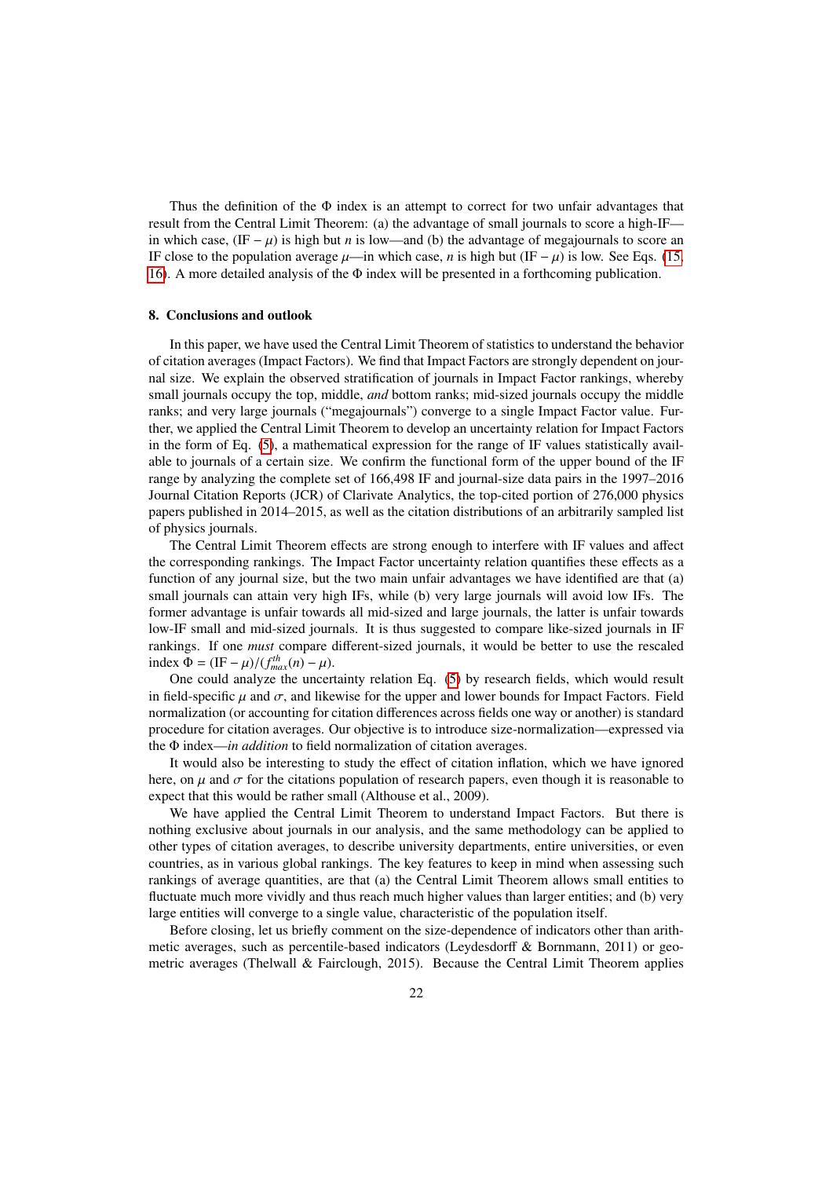Thus the definition of the $\Phi$ index is an attempt to correct for two unfair advantages that result from the Central Limit Theorem: (a) the advantage of small journals to score a high-IF—in which case, $(\text{IF} - \mu)$ is high but $n$ is low—and (b) the advantage of megajournals to score an IF close to the population average $\mu$—in which case, $n$ is high but $(\text{IF} - \mu)$ is low. See Eqs. (15, 16). A more detailed analysis of the $\Phi$ index will be presented in a forthcoming publication.

## 8. Conclusions and outlook

In this paper, we have used the Central Limit Theorem of statistics to understand the behavior of citation averages (Impact Factors). We find that Impact Factors are strongly dependent on journal size. We explain the observed stratification of journals in Impact Factor rankings, whereby small journals occupy the top, middle, *and* bottom ranks; mid-sized journals occupy the middle ranks; and very large journals ("megajournals") converge to a single Impact Factor value. Further, we applied the Central Limit Theorem to develop an uncertainty relation for Impact Factors in the form of Eq. (5), a mathematical expression for the range of IF values statistically available to journals of a certain size. We confirm the functional form of the upper bound of the IF range by analyzing the complete set of 166,498 IF and journal-size data pairs in the 1997–2016 Journal Citation Reports (JCR) of Clarivate Analytics, the top-cited portion of 276,000 physics papers published in 2014–2015, as well as the citation distributions of an arbitrarily sampled list of physics journals.

The Central Limit Theorem effects are strong enough to interfere with IF values and affect the corresponding rankings. The Impact Factor uncertainty relation quantifies these effects as a function of any journal size, but the two main unfair advantages we have identified are that (a) small journals can attain very high IFs, while (b) very large journals will avoid low IFs. The former advantage is unfair towards all mid-sized and large journals, the latter is unfair towards low-IF small and mid-sized journals. It is thus suggested to compare like-sized journals in IF rankings. If one *must* compare different-sized journals, it would be better to use the rescaled index $\Phi = (\text{IF} - \mu)/(f^{th}_{max}(n) - \mu)$.

One could analyze the uncertainty relation Eq. (5) by research fields, which would result in field-specific $\mu$ and $\sigma$, and likewise for the upper and lower bounds for Impact Factors. Field normalization (or accounting for citation differences across fields one way or another) is standard procedure for citation averages. Our objective is to introduce size-normalization—expressed via the $\Phi$ index—*in addition* to field normalization of citation averages.

It would also be interesting to study the effect of citation inflation, which we have ignored here, on $\mu$ and $\sigma$ for the citations population of research papers, even though it is reasonable to expect that this would be rather small (Althouse et al., 2009).

We have applied the Central Limit Theorem to understand Impact Factors. But there is nothing exclusive about journals in our analysis, and the same methodology can be applied to other types of citation averages, to describe university departments, entire universities, or even countries, as in various global rankings. The key features to keep in mind when assessing such rankings of average quantities, are that (a) the Central Limit Theorem allows small entities to fluctuate much more vividly and thus reach much higher values than larger entities; and (b) very large entities will converge to a single value, characteristic of the population itself.

Before closing, let us briefly comment on the size-dependence of indicators other than arithmetic averages, such as percentile-based indicators (Leydesdorff & Bornmann, 2011) or geometric averages (Thelwall & Fairclough, 2015). Because the Central Limit Theorem applies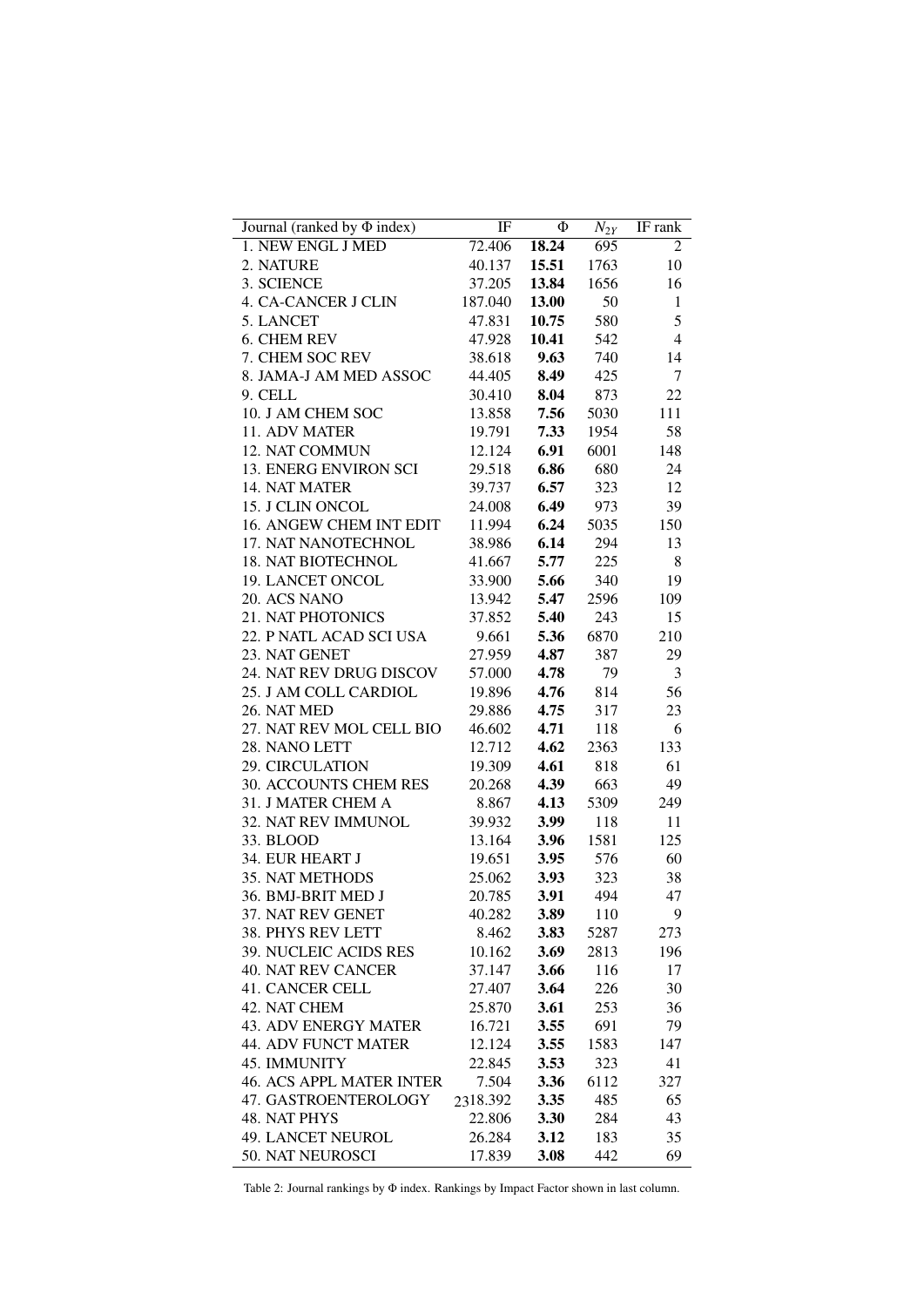| Journal (ranked by Φ index) | IF | Φ | $N_{2Y}$ | IF rank |
|---|---|---|---|---|
| 1. NEW ENGL J MED | 72.406 | **18.24** | 695 | 2 |
| 2. NATURE | 40.137 | **15.51** | 1763 | 10 |
| 3. SCIENCE | 37.205 | **13.84** | 1656 | 16 |
| 4. CA-CANCER J CLIN | 187.040 | **13.00** | 50 | 1 |
| 5. LANCET | 47.831 | **10.75** | 580 | 5 |
| 6. CHEM REV | 47.928 | **10.41** | 542 | 4 |
| 7. CHEM SOC REV | 38.618 | **9.63** | 740 | 14 |
| 8. JAMA-J AM MED ASSOC | 44.405 | **8.49** | 425 | 7 |
| 9. CELL | 30.410 | **8.04** | 873 | 22 |
| 10. J AM CHEM SOC | 13.858 | **7.56** | 5030 | 111 |
| 11. ADV MATER | 19.791 | **7.33** | 1954 | 58 |
| 12. NAT COMMUN | 12.124 | **6.91** | 6001 | 148 |
| 13. ENERG ENVIRON SCI | 29.518 | **6.86** | 680 | 24 |
| 14. NAT MATER | 39.737 | **6.57** | 323 | 12 |
| 15. J CLIN ONCOL | 24.008 | **6.49** | 973 | 39 |
| 16. ANGEW CHEM INT EDIT | 11.994 | **6.24** | 5035 | 150 |
| 17. NAT NANOTECHNOL | 38.986 | **6.14** | 294 | 13 |
| 18. NAT BIOTECHNOL | 41.667 | **5.77** | 225 | 8 |
| 19. LANCET ONCOL | 33.900 | **5.66** | 340 | 19 |
| 20. ACS NANO | 13.942 | **5.47** | 2596 | 109 |
| 21. NAT PHOTONICS | 37.852 | **5.40** | 243 | 15 |
| 22. P NATL ACAD SCI USA | 9.661 | **5.36** | 6870 | 210 |
| 23. NAT GENET | 27.959 | **4.87** | 387 | 29 |
| 24. NAT REV DRUG DISCOV | 57.000 | **4.78** | 79 | 3 |
| 25. J AM COLL CARDIOL | 19.896 | **4.76** | 814 | 56 |
| 26. NAT MED | 29.886 | **4.75** | 317 | 23 |
| 27. NAT REV MOL CELL BIO | 46.602 | **4.71** | 118 | 6 |
| 28. NANO LETT | 12.712 | **4.62** | 2363 | 133 |
| 29. CIRCULATION | 19.309 | **4.61** | 818 | 61 |
| 30. ACCOUNTS CHEM RES | 20.268 | **4.39** | 663 | 49 |
| 31. J MATER CHEM A | 8.867 | **4.13** | 5309 | 249 |
| 32. NAT REV IMMUNOL | 39.932 | **3.99** | 118 | 11 |
| 33. BLOOD | 13.164 | **3.96** | 1581 | 125 |
| 34. EUR HEART J | 19.651 | **3.95** | 576 | 60 |
| 35. NAT METHODS | 25.062 | **3.93** | 323 | 38 |
| 36. BMJ-BRIT MED J | 20.785 | **3.91** | 494 | 47 |
| 37. NAT REV GENET | 40.282 | **3.89** | 110 | 9 |
| 38. PHYS REV LETT | 8.462 | **3.83** | 5287 | 273 |
| 39. NUCLEIC ACIDS RES | 10.162 | **3.69** | 2813 | 196 |
| 40. NAT REV CANCER | 37.147 | **3.66** | 116 | 17 |
| 41. CANCER CELL | 27.407 | **3.64** | 226 | 30 |
| 42. NAT CHEM | 25.870 | **3.61** | 253 | 36 |
| 43. ADV ENERGY MATER | 16.721 | **3.55** | 691 | 79 |
| 44. ADV FUNCT MATER | 12.124 | **3.55** | 1583 | 147 |
| 45. IMMUNITY | 22.845 | **3.53** | 323 | 41 |
| 46. ACS APPL MATER INTER | 7.504 | **3.36** | 6112 | 327 |
| 47. GASTROENTEROLOGY | 18.392 | **3.35** | 485 | 65 |
| 48. NAT PHYS | 22.806 | **3.30** | 284 | 43 |
| 49. LANCET NEUROL | 26.284 | **3.12** | 183 | 35 |
| 50. NAT NEUROSCI | 17.839 | **3.08** | 442 | 69 |

Table 2: Journal rankings by Φ index. Rankings by Impact Factor shown in last column.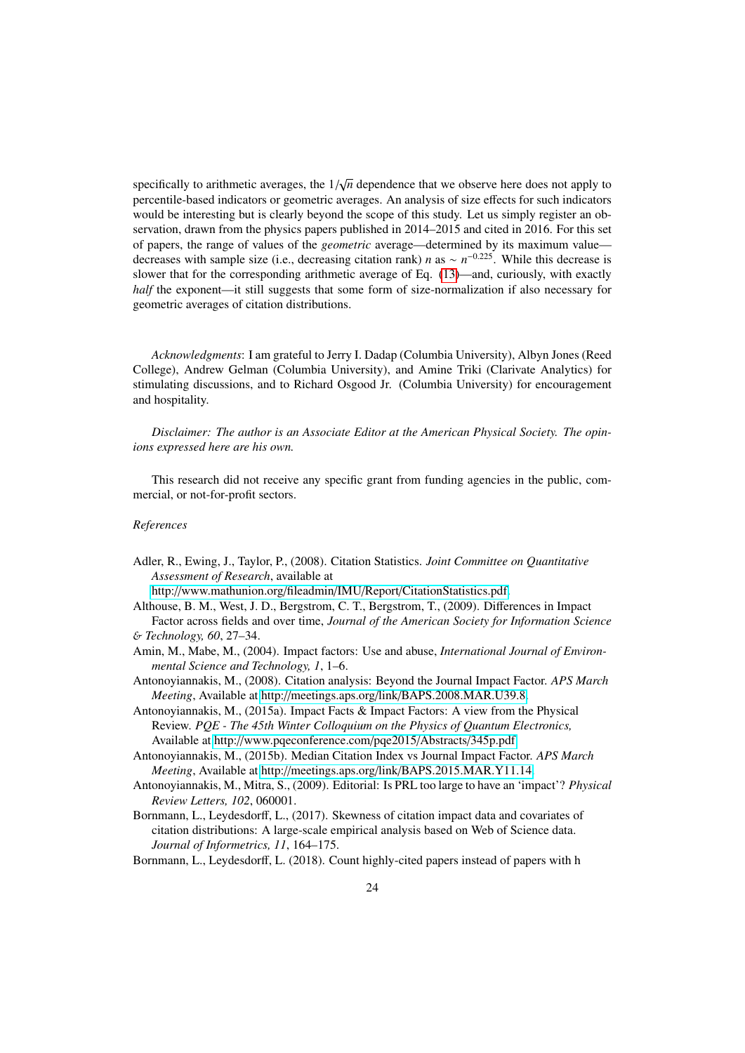specifically to arithmetic averages, the $1/\sqrt{n}$ dependence that we observe here does not apply to percentile-based indicators or geometric averages. An analysis of size effects for such indicators would be interesting but is clearly beyond the scope of this study. Let us simply register an observation, drawn from the physics papers published in 2014–2015 and cited in 2016. For this set of papers, the range of values of the *geometric* average—determined by its maximum value—decreases with sample size (i.e., decreasing citation rank) $n$ as $\sim n^{-0.225}$. While this decrease is slower that for the corresponding arithmetic average of Eq. (13)—and, curiously, with exactly *half* the exponent—it still suggests that some form of size-normalization if also necessary for geometric averages of citation distributions.

*Acknowledgments*: I am grateful to Jerry I. Dadap (Columbia University), Albyn Jones (Reed College), Andrew Gelman (Columbia University), and Amine Triki (Clarivate Analytics) for stimulating discussions, and to Richard Osgood Jr. (Columbia University) for encouragement and hospitality.

*Disclaimer: The author is an Associate Editor at the American Physical Society. The opinions expressed here are his own.*

This research did not receive any specific grant from funding agencies in the public, commercial, or not-for-profit sectors.

*References*

Adler, R., Ewing, J., Taylor, P., (2008). Citation Statistics. *Joint Committee on Quantitative Assessment of Research*, available at http://www.mathunion.org/fileadmin/IMU/Report/CitationStatistics.pdf

Althouse, B. M., West, J. D., Bergstrom, C. T., Bergstrom, T., (2009). Differences in Impact Factor across fields and over time, *Journal of the American Society for Information Science & Technology, 60*, 27–34.

Amin, M., Mabe, M., (2004). Impact factors: Use and abuse, *International Journal of Environmental Science and Technology, 1*, 1–6.

Antonoyiannakis, M., (2008). Citation analysis: Beyond the Journal Impact Factor. *APS March Meeting*, Available at http://meetings.aps.org/link/BAPS.2008.MAR.U39.8

Antonoyiannakis, M., (2015a). Impact Facts & Impact Factors: A view from the Physical Review. *PQE - The 45th Winter Colloquium on the Physics of Quantum Electronics,* Available at http://www.pqeconference.com/pqe2015/Abstracts/345p.pdf

Antonoyiannakis, M., (2015b). Median Citation Index vs Journal Impact Factor. *APS March Meeting*, Available at http://meetings.aps.org/link/BAPS.2015.MAR.Y11.14

Antonoyiannakis, M., Mitra, S., (2009). Editorial: Is PRL too large to have an 'impact'? *Physical Review Letters, 102*, 060001.

Bornmann, L., Leydesdorff, L., (2017). Skewness of citation impact data and covariates of citation distributions: A large-scale empirical analysis based on Web of Science data. *Journal of Informetrics, 11*, 164–175.

Bornmann, L., Leydesdorff, L. (2018). Count highly-cited papers instead of papers with h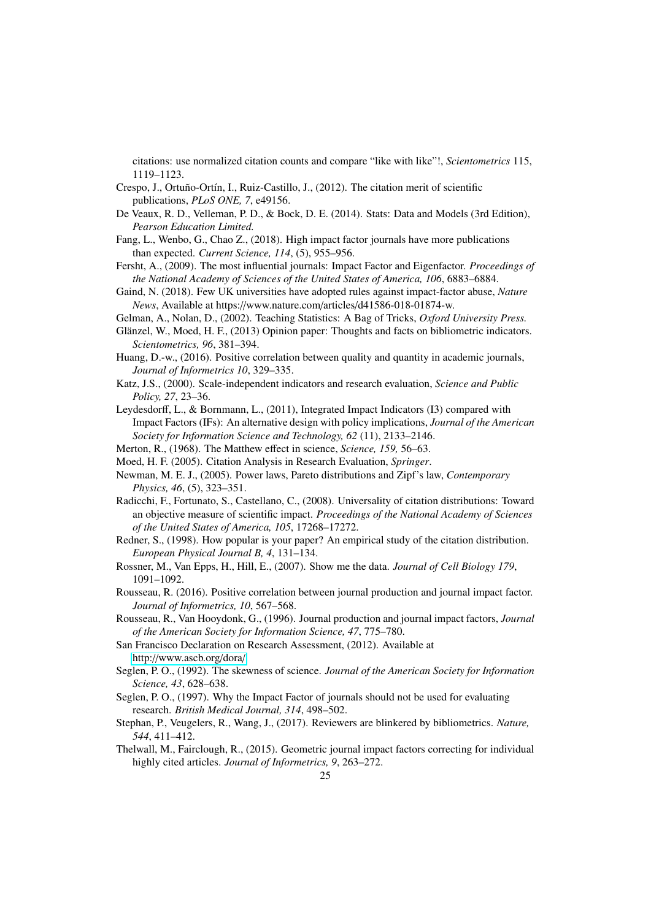citations: use normalized citation counts and compare "like with like"!, *Scientometrics* 115, 1119–1123.

Crespo, J., Ortuño-Ortín, I., Ruiz-Castillo, J., (2012). The citation merit of scientific publications, *PLoS ONE, 7*, e49156.

De Veaux, R. D., Velleman, P. D., & Bock, D. E. (2014). Stats: Data and Models (3rd Edition), *Pearson Education Limited.*

Fang, L., Wenbo, G., Chao Z., (2018). High impact factor journals have more publications than expected. *Current Science, 114*, (5), 955–956.

Fersht, A., (2009). The most influential journals: Impact Factor and Eigenfactor. *Proceedings of the National Academy of Sciences of the United States of America, 106*, 6883–6884.

Gaind, N. (2018). Few UK universities have adopted rules against impact-factor abuse, *Nature News*, Available at https://www.nature.com/articles/d41586-018-01874-w.

Gelman, A., Nolan, D., (2002). Teaching Statistics: A Bag of Tricks, *Oxford University Press.*

Glänzel, W., Moed, H. F., (2013) Opinion paper: Thoughts and facts on bibliometric indicators. *Scientometrics, 96*, 381–394.

Huang, D.-w., (2016). Positive correlation between quality and quantity in academic journals, *Journal of Informetrics 10*, 329–335.

Katz, J.S., (2000). Scale-independent indicators and research evaluation, *Science and Public Policy, 27*, 23–36.

Leydesdorff, L., & Bornmann, L., (2011), Integrated Impact Indicators (I3) compared with Impact Factors (IFs): An alternative design with policy implications, *Journal of the American Society for Information Science and Technology, 62* (11), 2133–2146.

Merton, R., (1968). The Matthew effect in science, *Science, 159,* 56–63.

Moed, H. F. (2005). Citation Analysis in Research Evaluation, *Springer*.

Newman, M. E. J., (2005). Power laws, Pareto distributions and Zipf's law, *Contemporary Physics, 46*, (5), 323–351.

Radicchi, F., Fortunato, S., Castellano, C., (2008). Universality of citation distributions: Toward an objective measure of scientific impact. *Proceedings of the National Academy of Sciences of the United States of America, 105*, 17268–17272.

Redner, S., (1998). How popular is your paper? An empirical study of the citation distribution. *European Physical Journal B, 4*, 131–134.

Rossner, M., Van Epps, H., Hill, E., (2007). Show me the data. *Journal of Cell Biology 179*, 1091–1092.

Rousseau, R. (2016). Positive correlation between journal production and journal impact factor. *Journal of Informetrics, 10*, 567–568.

Rousseau, R., Van Hooydonk, G., (1996). Journal production and journal impact factors, *Journal of the American Society for Information Science, 47*, 775–780.

San Francisco Declaration on Research Assessment, (2012). Available at http://www.ascb.org/dora/

Seglen, P. O., (1992). The skewness of science. *Journal of the American Society for Information Science, 43*, 628–638.

Seglen, P. O., (1997). Why the Impact Factor of journals should not be used for evaluating research. *British Medical Journal, 314*, 498–502.

Stephan, P., Veugelers, R., Wang, J., (2017). Reviewers are blinkered by bibliometrics. *Nature, 544*, 411–412.

Thelwall, M., Fairclough, R., (2015). Geometric journal impact factors correcting for individual highly cited articles. *Journal of Informetrics, 9*, 263–272.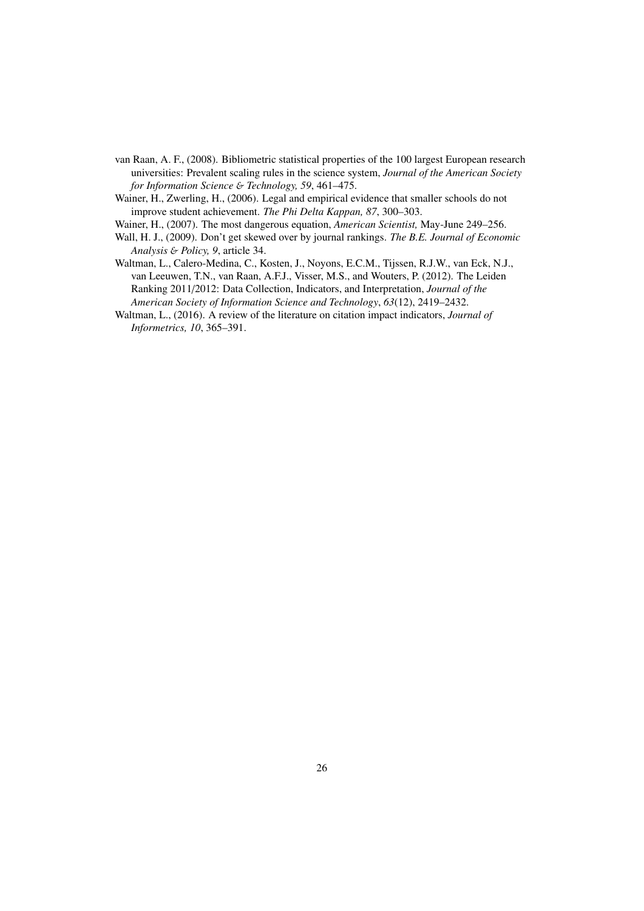van Raan, A. F., (2008). Bibliometric statistical properties of the 100 largest European research universities: Prevalent scaling rules in the science system, *Journal of the American Society for Information Science & Technology, 59*, 461–475.

Wainer, H., Zwerling, H., (2006). Legal and empirical evidence that smaller schools do not improve student achievement. *The Phi Delta Kappan, 87*, 300–303.

Wainer, H., (2007). The most dangerous equation, *American Scientist,* May-June 249–256.

Wall, H. J., (2009). Don't get skewed over by journal rankings. *The B.E. Journal of Economic Analysis & Policy, 9*, article 34.

Waltman, L., Calero-Medina, C., Kosten, J., Noyons, E.C.M., Tijssen, R.J.W., van Eck, N.J., van Leeuwen, T.N., van Raan, A.F.J., Visser, M.S., and Wouters, P. (2012). The Leiden Ranking 2011/2012: Data Collection, Indicators, and Interpretation, *Journal of the American Society of Information Science and Technology*, *63*(12), 2419–2432.

Waltman, L., (2016). A review of the literature on citation impact indicators, *Journal of Informetrics, 10*, 365–391.